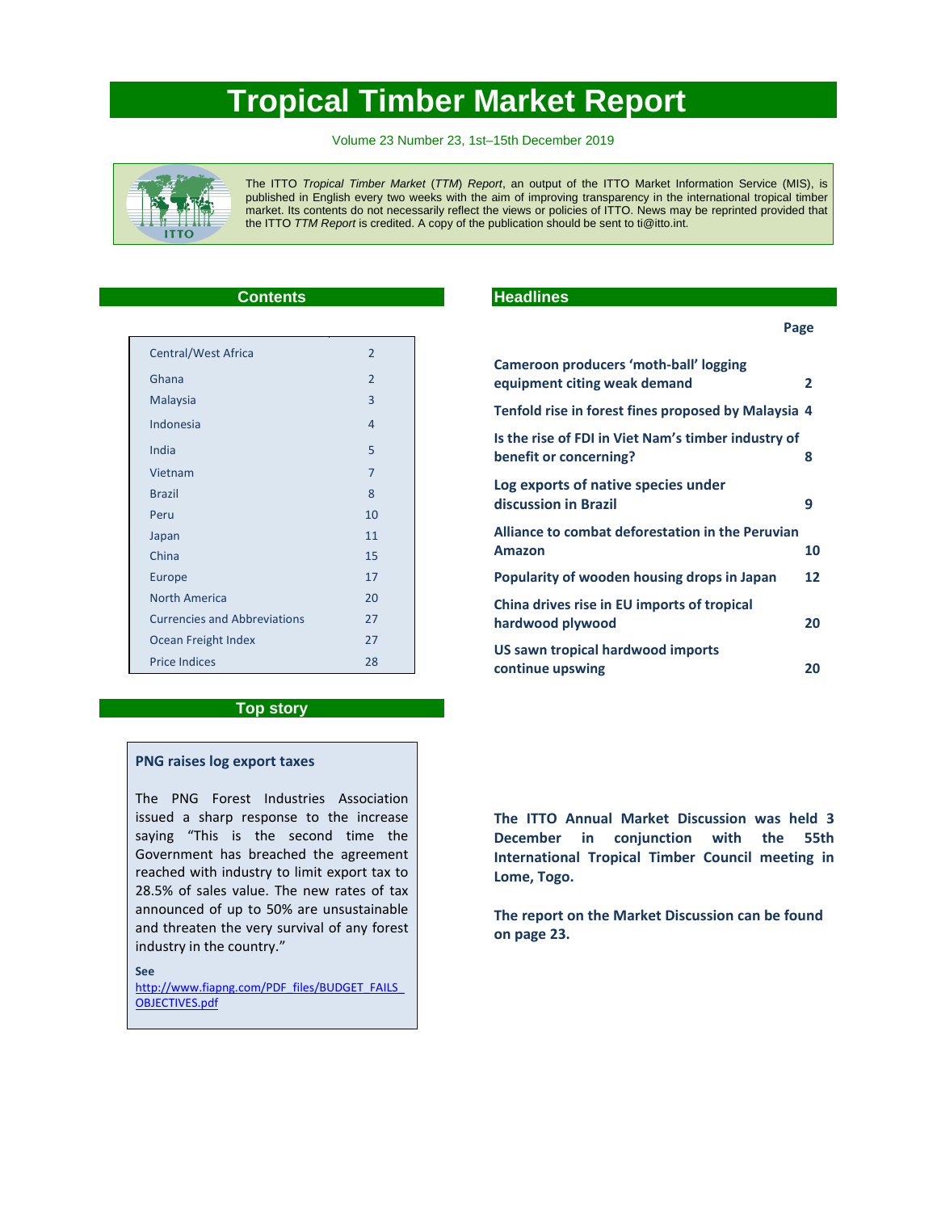# Tropical Timber Market Report

Volume 23 Number 23, 1st–15th December 2019

The ITTO *Tropical Timber Market* (*TTM*) *Report*, an output of the ITTO Market Information Service (MIS), is published in English every two weeks with the aim of improving transparency in the international tropical timber market. Its contents do not necessarily reflect the views or policies of ITTO. News may be reprinted provided that the ITTO *TTM Report* is credited. A copy of the publication should be sent to ti@itto.int.

## Contents

| | |
|---|---|
| Central/West Africa | 2 |
| Ghana | 2 |
| Malaysia | 3 |
| Indonesia | 4 |
| India | 5 |
| Vietnam | 7 |
| Brazil | 8 |
| Peru | 10 |
| Japan | 11 |
| China | 15 |
| Europe | 17 |
| North America | 20 |
| Currencies and Abbreviations | 27 |
| Ocean Freight Index | 27 |
| Price Indices | 28 |

## Top story

**PNG raises log export taxes**

The PNG Forest Industries Association issued a sharp response to the increase saying "This is the second time the Government has breached the agreement reached with industry to limit export tax to 28.5% of sales value. The new rates of tax announced of up to 50% are unsustainable and threaten the very survival of any forest industry in the country."

**See**
http://www.fiapng.com/PDF_files/BUDGET_FAILS_OBJECTIVES.pdf

## Headlines

| | **Page** |
|---|---|
| **Cameroon producers 'moth-ball' logging equipment citing weak demand** | **2** |
| **Tenfold rise in forest fines proposed by Malaysia** | **4** |
| **Is the rise of FDI in Viet Nam's timber industry of benefit or concerning?** | **8** |
| **Log exports of native species under discussion in Brazil** | **9** |
| **Alliance to combat deforestation in the Peruvian Amazon** | **10** |
| **Popularity of wooden housing drops in Japan** | **12** |
| **China drives rise in EU imports of tropical hardwood plywood** | **20** |
| **US sawn tropical hardwood imports continue upswing** | **20** |

**The ITTO Annual Market Discussion was held 3 December in conjunction with the 55th International Tropical Timber Council meeting in Lome, Togo.**

**The report on the Market Discussion can be found on page 23.**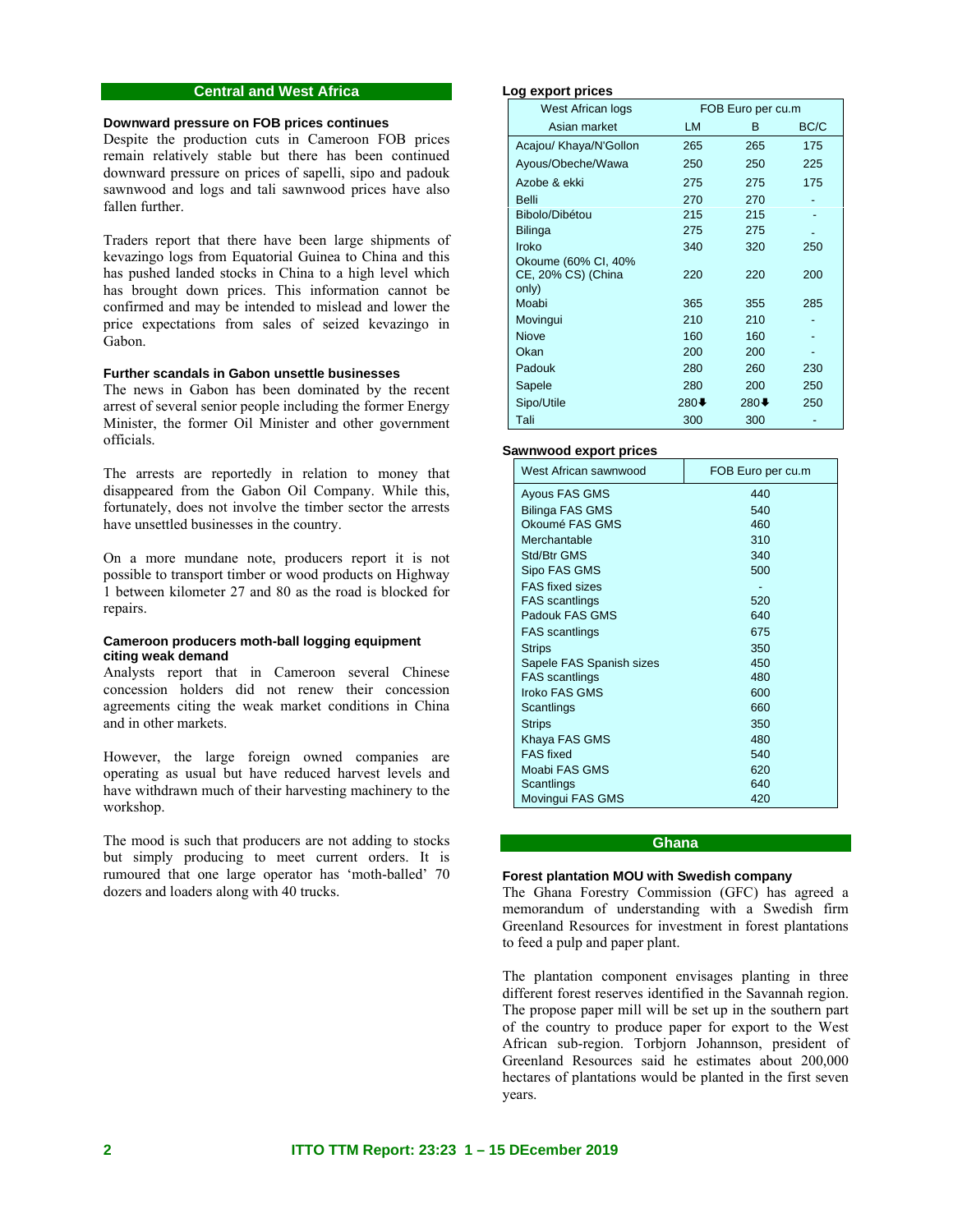## Central and West Africa

### Downward pressure on FOB prices continues

Despite the production cuts in Cameroon FOB prices remain relatively stable but there has been continued downward pressure on prices of sapelli, sipo and padouk sawnwood and logs and tali sawnwood prices have also fallen further.

Traders report that there have been large shipments of kevazingo logs from Equatorial Guinea to China and this has pushed landed stocks in China to a high level which has brought down prices. This information cannot be confirmed and may be intended to mislead and lower the price expectations from sales of seized kevazingo in Gabon.

### Further scandals in Gabon unsettle businesses

The news in Gabon has been dominated by the recent arrest of several senior people including the former Energy Minister, the former Oil Minister and other government officials.

The arrests are reportedly in relation to money that disappeared from the Gabon Oil Company. While this, fortunately, does not involve the timber sector the arrests have unsettled businesses in the country.

On a more mundane note, producers report it is not possible to transport timber or wood products on Highway 1 between kilometer 27 and 80 as the road is blocked for repairs.

### Cameroon producers moth-ball logging equipment citing weak demand

Analysts report that in Cameroon several Chinese concession holders did not renew their concession agreements citing the weak market conditions in China and in other markets.

However, the large foreign owned companies are operating as usual but have reduced harvest levels and have withdrawn much of their harvesting machinery to the workshop.

The mood is such that producers are not adding to stocks but simply producing to meet current orders. It is rumoured that one large operator has 'moth-balled' 70 dozers and loaders along with 40 trucks.

**Log export prices**

| West African logs | FOB Euro per cu.m | | |
|---|---|---|---|
| Asian market | LM | B | BC/C |
| Acajou/ Khaya/N'Gollon | 265 | 265 | 175 |
| Ayous/Obeche/Wawa | 250 | 250 | 225 |
| Azobe & ekki | 275 | 275 | 175 |
| Belli | 270 | 270 | - |
| Bibolo/Dibétou | 215 | 215 | - |
| Bilinga | 275 | 275 | - |
| Iroko | 340 | 320 | 250 |
| Okoume (60% CI, 40% CE, 20% CS) (China only) | 220 | 220 | 200 |
| Moabi | 365 | 355 | 285 |
| Movingui | 210 | 210 | - |
| Niove | 160 | 160 | - |
| Okan | 200 | 200 | - |
| Padouk | 280 | 260 | 230 |
| Sapele | 280 | 200 | 250 |
| Sipo/Utile | 280⬇ | 280⬇ | 250 |
| Tali | 300 | 300 | - |

**Sawnwood export prices**

| West African sawnwood | FOB Euro per cu.m |
|---|---|
| Ayous FAS GMS | 440 |
| Bilinga FAS GMS | 540 |
| Okoumé FAS GMS | 460 |
| Merchantable | 310 |
| Std/Btr GMS | 340 |
| Sipo FAS GMS | 500 |
| FAS fixed sizes | - |
| FAS scantlings | 520 |
| Padouk FAS GMS | 640 |
| FAS scantlings | 675 |
| Strips | 350 |
| Sapele FAS Spanish sizes | 450 |
| FAS scantlings | 480 |
| Iroko FAS GMS | 600 |
| Scantlings | 660 |
| Strips | 350 |
| Khaya FAS GMS | 480 |
| FAS fixed | 540 |
| Moabi FAS GMS | 620 |
| Scantlings | 640 |
| Movingui FAS GMS | 420 |

## Ghana

### Forest plantation MOU with Swedish company

The Ghana Forestry Commission (GFC) has agreed a memorandum of understanding with a Swedish firm Greenland Resources for investment in forest plantations to feed a pulp and paper plant.

The plantation component envisages planting in three different forest reserves identified in the Savannah region. The propose paper mill will be set up in the southern part of the country to produce paper for export to the West African sub-region. Torbjorn Johannson, president of Greenland Resources said he estimates about 200,000 hectares of plantations would be planted in the first seven years.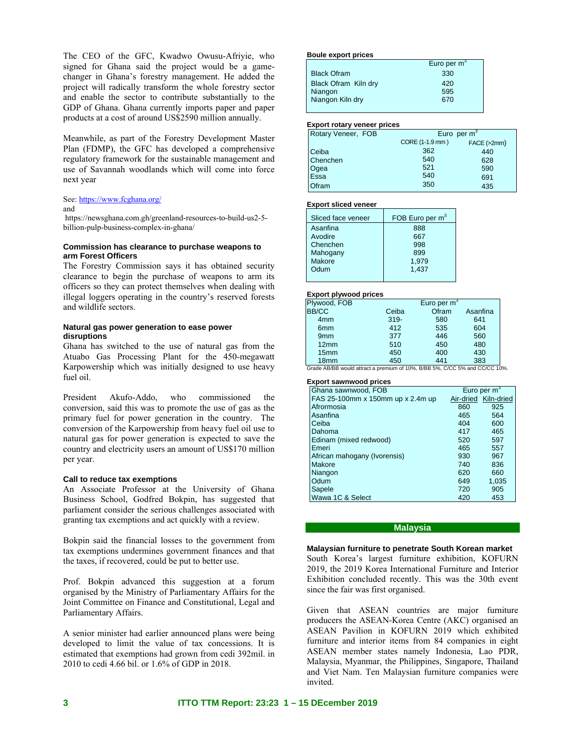The CEO of the GFC, Kwadwo Owusu-Afriyie, who signed for Ghana said the project would be a game-changer in Ghana's forestry management. He added the project will radically transform the whole forestry sector and enable the sector to contribute substantially to the GDP of Ghana. Ghana currently imports paper and paper products at a cost of around US$2590 million annually.

Meanwhile, as part of the Forestry Development Master Plan (FDMP), the GFC has developed a comprehensive regulatory framework for the sustainable management and use of Savannah woodlands which will come into force next year

See: https://www.fcghana.org/
and
https://newsghana.com.gh/greenland-resources-to-build-us2-5-billion-pulp-business-complex-in-ghana/

**Commission has clearance to purchase weapons to arm Forest Officers**

The Forestry Commission says it has obtained security clearance to begin the purchase of weapons to arm its officers so they can protect themselves when dealing with illegal loggers operating in the country's reserved forests and wildlife sectors.

**Natural gas power generation to ease power disruptions**

Ghana has switched to the use of natural gas from the Atuabo Gas Processing Plant for the 450-megawatt Karpowership which was initially designed to use heavy fuel oil.

President Akufo-Addo, who commissioned the conversion, said this was to promote the use of gas as the primary fuel for power generation in the country. The conversion of the Karpowership from heavy fuel oil use to natural gas for power generation is expected to save the country and electricity users an amount of US$170 million per year.

**Call to reduce tax exemptions**

An Associate Professor at the University of Ghana Business School, Godfred Bokpin, has suggested that parliament consider the serious challenges associated with granting tax exemptions and act quickly with a review.

Bokpin said the financial losses to the government from tax exemptions undermines government finances and that the taxes, if recovered, could be put to better use.

Prof. Bokpin advanced this suggestion at a forum organised by the Ministry of Parliamentary Affairs for the Joint Committee on Finance and Constitutional, Legal and Parliamentary Affairs.

A senior minister had earlier announced plans were being developed to limit the value of tax concessions. It is estimated that exemptions had grown from cedi 392mil. in 2010 to cedi 4.66 bil. or 1.6% of GDP in 2018.

**Boule export prices**

| | Euro per $m^3$ |
|---|---|
| Black Ofram | 330 |
| Black Ofram Kiln dry | 420 |
| Niangon | 595 |
| Niangon Kiln dry | 670 |

**Export rotary veneer prices**

| Rotary Veneer, FOB | Euro per $m^3$ | |
|---|---|---|
| | CORE (1-1.9 mm) | FACE (>2mm) |
| Ceiba | 362 | 440 |
| Chenchen | 540 | 628 |
| Ogea | 521 | 590 |
| Essa | 540 | 691 |
| Ofram | 350 | 435 |

**Export sliced veneer**

| Sliced face veneer | FOB Euro per $m^3$ |
|---|---|
| Asanfina | 888 |
| Avodire | 667 |
| Chenchen | 998 |
| Mahogany | 899 |
| Makore | 1,979 |
| Odum | 1,437 |

**Export plywood prices**

| Plywood, FOB | Euro per $m^3$ | | |
|---|---|---|---|
| BB/CC | Ceiba | Ofram | Asanfina |
| 4mm | 319- | 580 | 641 |
| 6mm | 412 | 535 | 604 |
| 9mm | 377 | 446 | 560 |
| 12mm | 510 | 450 | 480 |
| 15mm | 450 | 400 | 430 |
| 18mm | 450 | 441 | 383 |

Grade AB/BB would attract a premium of 10%, B/BB 5%, C/CC 5% and CC/CC 10%.

**Export sawnwood prices**

| Ghana sawnwood, FOB | Euro per $m^3$ | |
|---|---|---|
| FAS 25-100mm x 150mm up x 2.4m up | Air-dried | Kiln-dried |
| Afrormosia | 860 | 925 |
| Asanfina | 465 | 564 |
| Ceiba | 404 | 600 |
| Dahoma | 417 | 465 |
| Edinam (mixed redwood) | 520 | 597 |
| Emeri | 465 | 557 |
| African mahogany (Ivorensis) | 930 | 967 |
| Makore | 740 | 836 |
| Niangon | 620 | 660 |
| Odum | 649 | 1,035 |
| Sapele | 720 | 905 |
| Wawa 1C & Select | 420 | 453 |

## Malaysia

**Malaysian furniture to penetrate South Korean market**

South Korea's largest furniture exhibition, KOFURN 2019, the 2019 Korea International Furniture and Interior Exhibition concluded recently. This was the 30th event since the fair was first organised.

Given that ASEAN countries are major furniture producers the ASEAN-Korea Centre (AKC) organised an ASEAN Pavilion in KOFURN 2019 which exhibited furniture and interior items from 84 companies in eight ASEAN member states namely Indonesia, Lao PDR, Malaysia, Myanmar, the Philippines, Singapore, Thailand and Viet Nam. Ten Malaysian furniture companies were invited.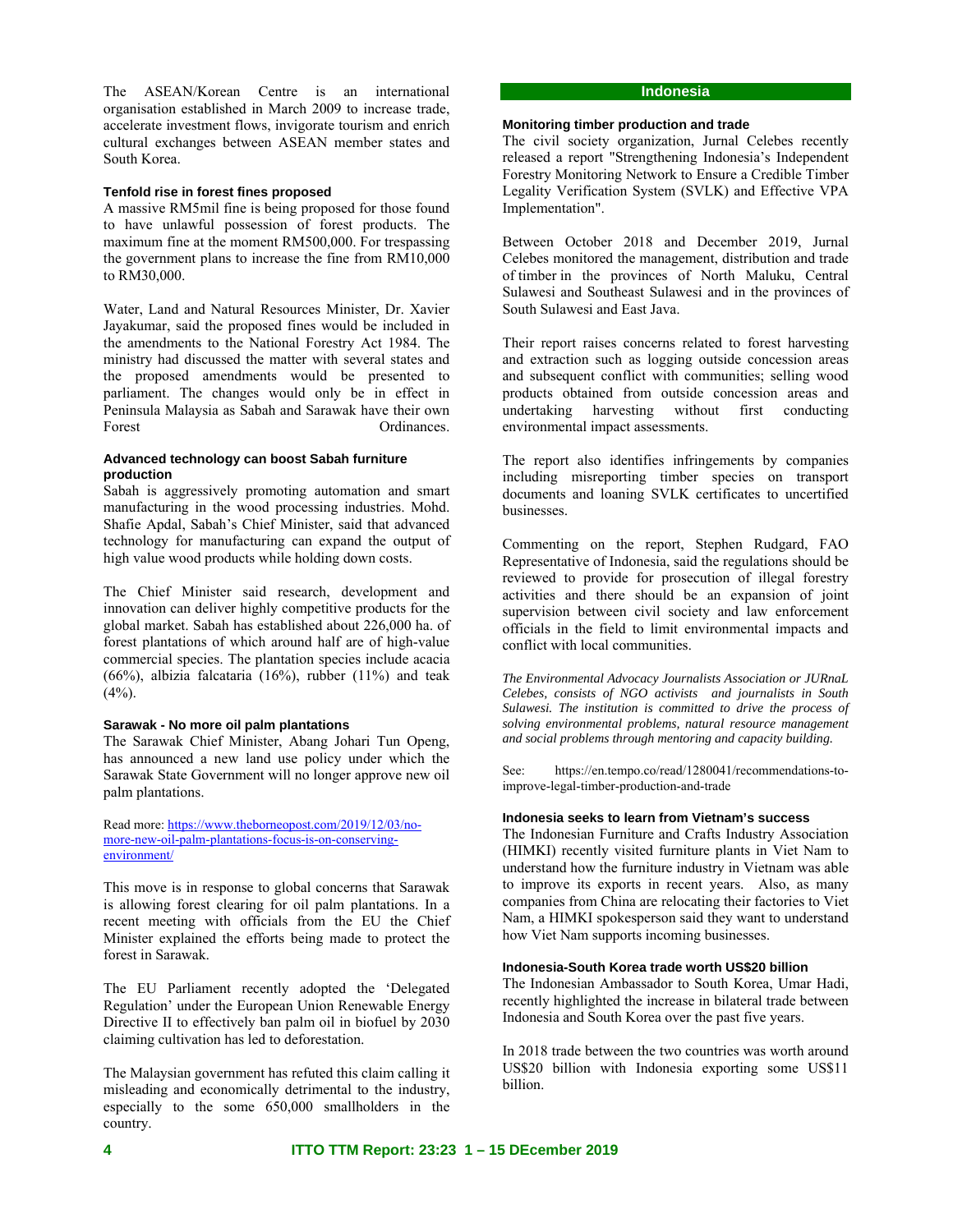The ASEAN/Korean Centre is an international organisation established in March 2009 to increase trade, accelerate investment flows, invigorate tourism and enrich cultural exchanges between ASEAN member states and South Korea.

### Tenfold rise in forest fines proposed

A massive RM5mil fine is being proposed for those found to have unlawful possession of forest products. The maximum fine at the moment RM500,000. For trespassing the government plans to increase the fine from RM10,000 to RM30,000.

Water, Land and Natural Resources Minister, Dr. Xavier Jayakumar, said the proposed fines would be included in the amendments to the National Forestry Act 1984. The ministry had discussed the matter with several states and the proposed amendments would be presented to parliament. The changes would only be in effect in Peninsula Malaysia as Sabah and Sarawak have their own Forest Ordinances.

### Advanced technology can boost Sabah furniture production

Sabah is aggressively promoting automation and smart manufacturing in the wood processing industries. Mohd. Shafie Apdal, Sabah's Chief Minister, said that advanced technology for manufacturing can expand the output of high value wood products while holding down costs.

The Chief Minister said research, development and innovation can deliver highly competitive products for the global market. Sabah has established about 226,000 ha. of forest plantations of which around half are of high-value commercial species. The plantation species include acacia (66%), albizia falcataria (16%), rubber (11%) and teak (4%).

### Sarawak - No more oil palm plantations

The Sarawak Chief Minister, Abang Johari Tun Openg, has announced a new land use policy under which the Sarawak State Government will no longer approve new oil palm plantations.

Read more: https://www.theborneopost.com/2019/12/03/no-more-new-oil-palm-plantations-focus-is-on-conserving-environment/

This move is in response to global concerns that Sarawak is allowing forest clearing for oil palm plantations. In a recent meeting with officials from the EU the Chief Minister explained the efforts being made to protect the forest in Sarawak.

The EU Parliament recently adopted the 'Delegated Regulation' under the European Union Renewable Energy Directive II to effectively ban palm oil in biofuel by 2030 claiming cultivation has led to deforestation.

The Malaysian government has refuted this claim calling it misleading and economically detrimental to the industry, especially to the some 650,000 smallholders in the country.

## Indonesia

### Monitoring timber production and trade

The civil society organization, Jurnal Celebes recently released a report "Strengthening Indonesia's Independent Forestry Monitoring Network to Ensure a Credible Timber Legality Verification System (SVLK) and Effective VPA Implementation".

Between October 2018 and December 2019, Jurnal Celebes monitored the management, distribution and trade of timber in the provinces of North Maluku, Central Sulawesi and Southeast Sulawesi and in the provinces of South Sulawesi and East Java.

Their report raises concerns related to forest harvesting and extraction such as logging outside concession areas and subsequent conflict with communities; selling wood products obtained from outside concession areas and undertaking harvesting without first conducting environmental impact assessments.

The report also identifies infringements by companies including misreporting timber species on transport documents and loaning SVLK certificates to uncertified businesses.

Commenting on the report, Stephen Rudgard, FAO Representative of Indonesia, said the regulations should be reviewed to provide for prosecution of illegal forestry activities and there should be an expansion of joint supervision between civil society and law enforcement officials in the field to limit environmental impacts and conflict with local communities.

*The Environmental Advocacy Journalists Association or JURnaL Celebes, consists of NGO activists and journalists in South Sulawesi. The institution is committed to drive the process of solving environmental problems, natural resource management and social problems through mentoring and capacity building.*

See: https://en.tempo.co/read/1280041/recommendations-to-improve-legal-timber-production-and-trade

### Indonesia seeks to learn from Vietnam's success

The Indonesian Furniture and Crafts Industry Association (HIMKI) recently visited furniture plants in Viet Nam to understand how the furniture industry in Vietnam was able to improve its exports in recent years. Also, as many companies from China are relocating their factories to Viet Nam, a HIMKI spokesperson said they want to understand how Viet Nam supports incoming businesses.

### Indonesia-South Korea trade worth US$20 billion

The Indonesian Ambassador to South Korea, Umar Hadi, recently highlighted the increase in bilateral trade between Indonesia and South Korea over the past five years.

In 2018 trade between the two countries was worth around US$20 billion with Indonesia exporting some US$11 billion.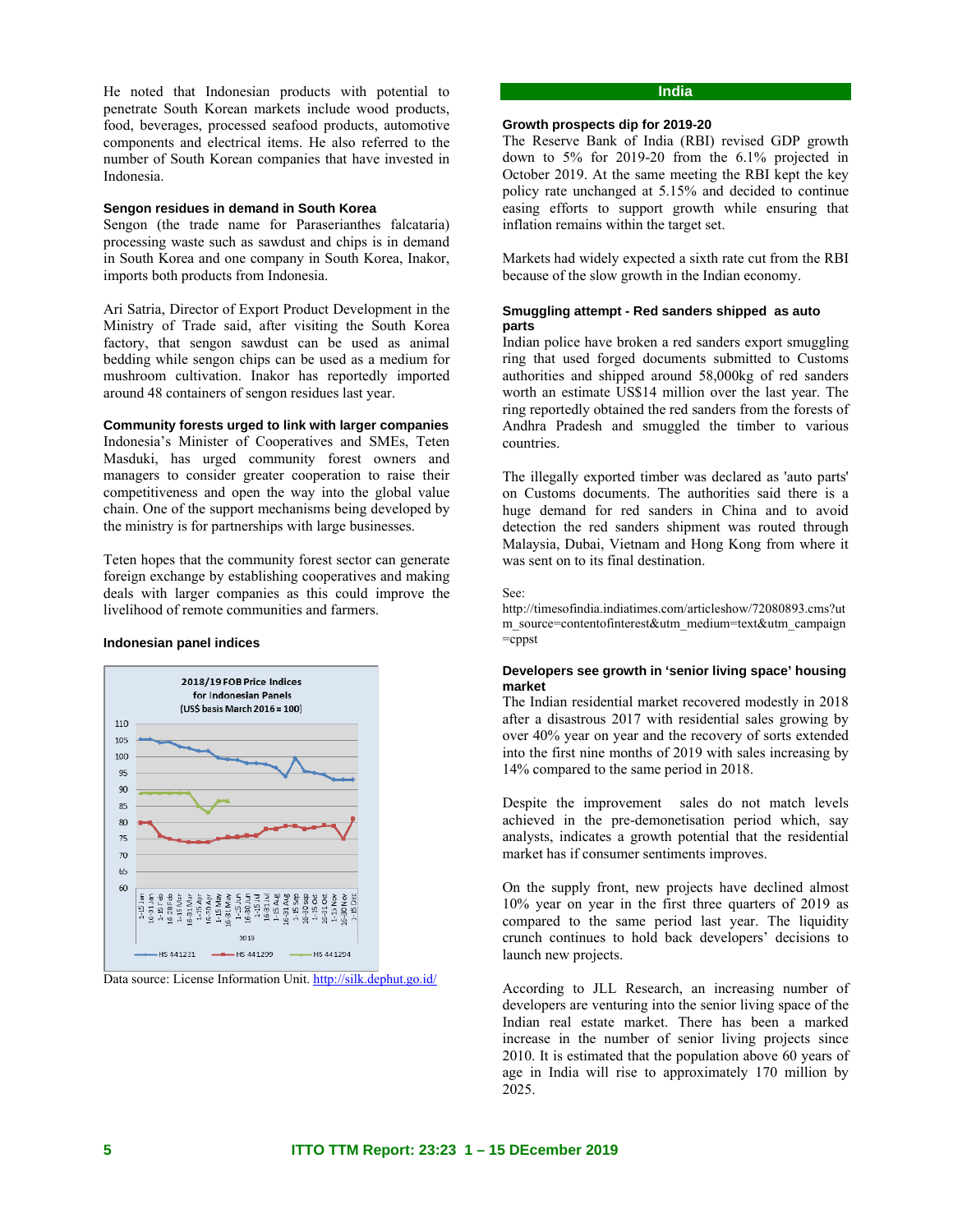He noted that Indonesian products with potential to penetrate South Korean markets include wood products, food, beverages, processed seafood products, automotive components and electrical items. He also referred to the number of South Korean companies that have invested in Indonesia.

### Sengon residues in demand in South Korea

Sengon (the trade name for Paraserianthes falcataria) processing waste such as sawdust and chips is in demand in South Korea and one company in South Korea, Inakor, imports both products from Indonesia.

Ari Satria, Director of Export Product Development in the Ministry of Trade said, after visiting the South Korea factory, that sengon sawdust can be used as animal bedding while sengon chips can be used as a medium for mushroom cultivation. Inakor has reportedly imported around 48 containers of sengon residues last year.

### Community forests urged to link with larger companies

Indonesia's Minister of Cooperatives and SMEs, Teten Masduki, has urged community forest owners and managers to consider greater cooperation to raise their competitiveness and open the way into the global value chain. One of the support mechanisms being developed by the ministry is for partnerships with large businesses.

Teten hopes that the community forest sector can generate foreign exchange by establishing cooperatives and making deals with larger companies as this could improve the livelihood of remote communities and farmers.

### Indonesian panel indices

Data source: License Information Unit. http://silk.dephut.go.id/

## India

### Growth prospects dip for 2019-20

The Reserve Bank of India (RBI) revised GDP growth down to 5% for 2019-20 from the 6.1% projected in October 2019. At the same meeting the RBI kept the key policy rate unchanged at 5.15% and decided to continue easing efforts to support growth while ensuring that inflation remains within the target set.

Markets had widely expected a sixth rate cut from the RBI because of the slow growth in the Indian economy.

### Smuggling attempt - Red sanders shipped as auto parts

Indian police have broken a red sanders export smuggling ring that used forged documents submitted to Customs authorities and shipped around 58,000kg of red sanders worth an estimate US$14 million over the last year. The ring reportedly obtained the red sanders from the forests of Andhra Pradesh and smuggled the timber to various countries.

The illegally exported timber was declared as 'auto parts' on Customs documents. The authorities said there is a huge demand for red sanders in China and to avoid detection the red sanders shipment was routed through Malaysia, Dubai, Vietnam and Hong Kong from where it was sent on to its final destination.

See:
http://timesofindia.indiatimes.com/articleshow/72080893.cms?utm_source=contentofinterest&utm_medium=text&utm_campaign=cppst

### Developers see growth in 'senior living space' housing market

The Indian residential market recovered modestly in 2018 after a disastrous 2017 with residential sales growing by over 40% year on year and the recovery of sorts extended into the first nine months of 2019 with sales increasing by 14% compared to the same period in 2018.

Despite the improvement sales do not match levels achieved in the pre-demonetisation period which, say analysts, indicates a growth potential that the residential market has if consumer sentiments improves.

On the supply front, new projects have declined almost 10% year on year in the first three quarters of 2019 as compared to the same period last year. The liquidity crunch continues to hold back developers' decisions to launch new projects.

According to JLL Research, an increasing number of developers are venturing into the senior living space of the Indian real estate market. There has been a marked increase in the number of senior living projects since 2010. It is estimated that the population above 60 years of age in India will rise to approximately 170 million by 2025.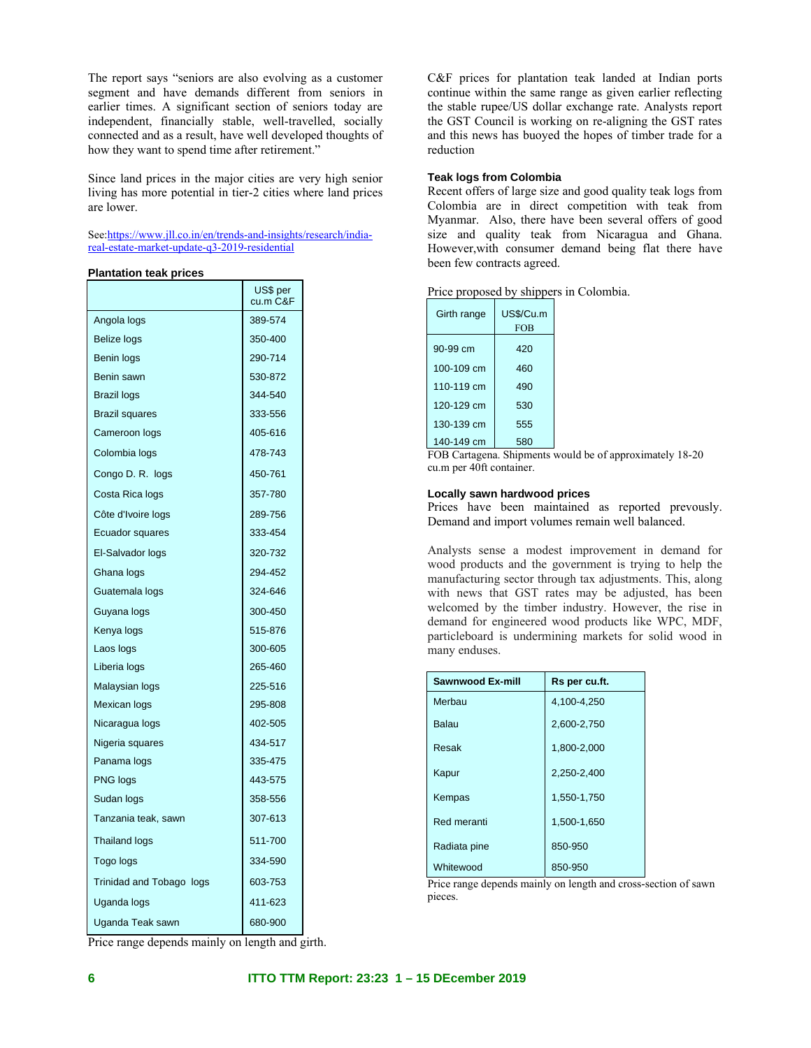The report says "seniors are also evolving as a customer segment and have demands different from seniors in earlier times. A significant section of seniors today are independent, financially stable, well-travelled, socially connected and as a result, have well developed thoughts of how they want to spend time after retirement."

Since land prices in the major cities are very high senior living has more potential in tier-2 cities where land prices are lower.

See:https://www.jll.co.in/en/trends-and-insights/research/india-real-estate-market-update-q3-2019-residential

**Plantation teak prices**

| | US$ per cu.m C&F |
|---|---|
| Angola logs | 389-574 |
| Belize logs | 350-400 |
| Benin logs | 290-714 |
| Benin sawn | 530-872 |
| Brazil logs | 344-540 |
| Brazil squares | 333-556 |
| Cameroon logs | 405-616 |
| Colombia logs | 478-743 |
| Congo D. R. logs | 450-761 |
| Costa Rica logs | 357-780 |
| Côte d'Ivoire logs | 289-756 |
| Ecuador squares | 333-454 |
| El-Salvador logs | 320-732 |
| Ghana logs | 294-452 |
| Guatemala logs | 324-646 |
| Guyana logs | 300-450 |
| Kenya logs | 515-876 |
| Laos logs | 300-605 |
| Liberia logs | 265-460 |
| Malaysian logs | 225-516 |
| Mexican logs | 295-808 |
| Nicaragua logs | 402-505 |
| Nigeria squares | 434-517 |
| Panama logs | 335-475 |
| PNG logs | 443-575 |
| Sudan logs | 358-556 |
| Tanzania teak, sawn | 307-613 |
| Thailand logs | 511-700 |
| Togo logs | 334-590 |
| Trinidad and Tobago logs | 603-753 |
| Uganda logs | 411-623 |
| Uganda Teak sawn | 680-900 |

Price range depends mainly on length and girth.

C&F prices for plantation teak landed at Indian ports continue within the same range as given earlier reflecting the stable rupee/US dollar exchange rate. Analysts report the GST Council is working on re-aligning the GST rates and this news has buoyed the hopes of timber trade for a reduction

**Teak logs from Colombia**

Recent offers of large size and good quality teak logs from Colombia are in direct competition with teak from Myanmar. Also, there have been several offers of good size and quality teak from Nicaragua and Ghana. However,with consumer demand being flat there have been few contracts agreed.

Price proposed by shippers in Colombia.

| Girth range | US$/Cu.m FOB |
|---|---|
| 90-99 cm | 420 |
| 100-109 cm | 460 |
| 110-119 cm | 490 |
| 120-129 cm | 530 |
| 130-139 cm | 555 |
| 140-149 cm | 580 |

FOB Cartagena. Shipments would be of approximately 18-20 cu.m per 40ft container.

**Locally sawn hardwood prices**

Prices have been maintained as reported prevously. Demand and import volumes remain well balanced.

Analysts sense a modest improvement in demand for wood products and the government is trying to help the manufacturing sector through tax adjustments. This, along with news that GST rates may be adjusted, has been welcomed by the timber industry. However, the rise in demand for engineered wood products like WPC, MDF, particleboard is undermining markets for solid wood in many enduses.

| Sawnwood Ex-mill | Rs per cu.ft. |
|---|---|
| Merbau | 4,100-4,250 |
| Balau | 2,600-2,750 |
| Resak | 1,800-2,000 |
| Kapur | 2,250-2,400 |
| Kempas | 1,550-1,750 |
| Red meranti | 1,500-1,650 |
| Radiata pine | 850-950 |
| Whitewood | 850-950 |

Price range depends mainly on length and cross-section of sawn pieces.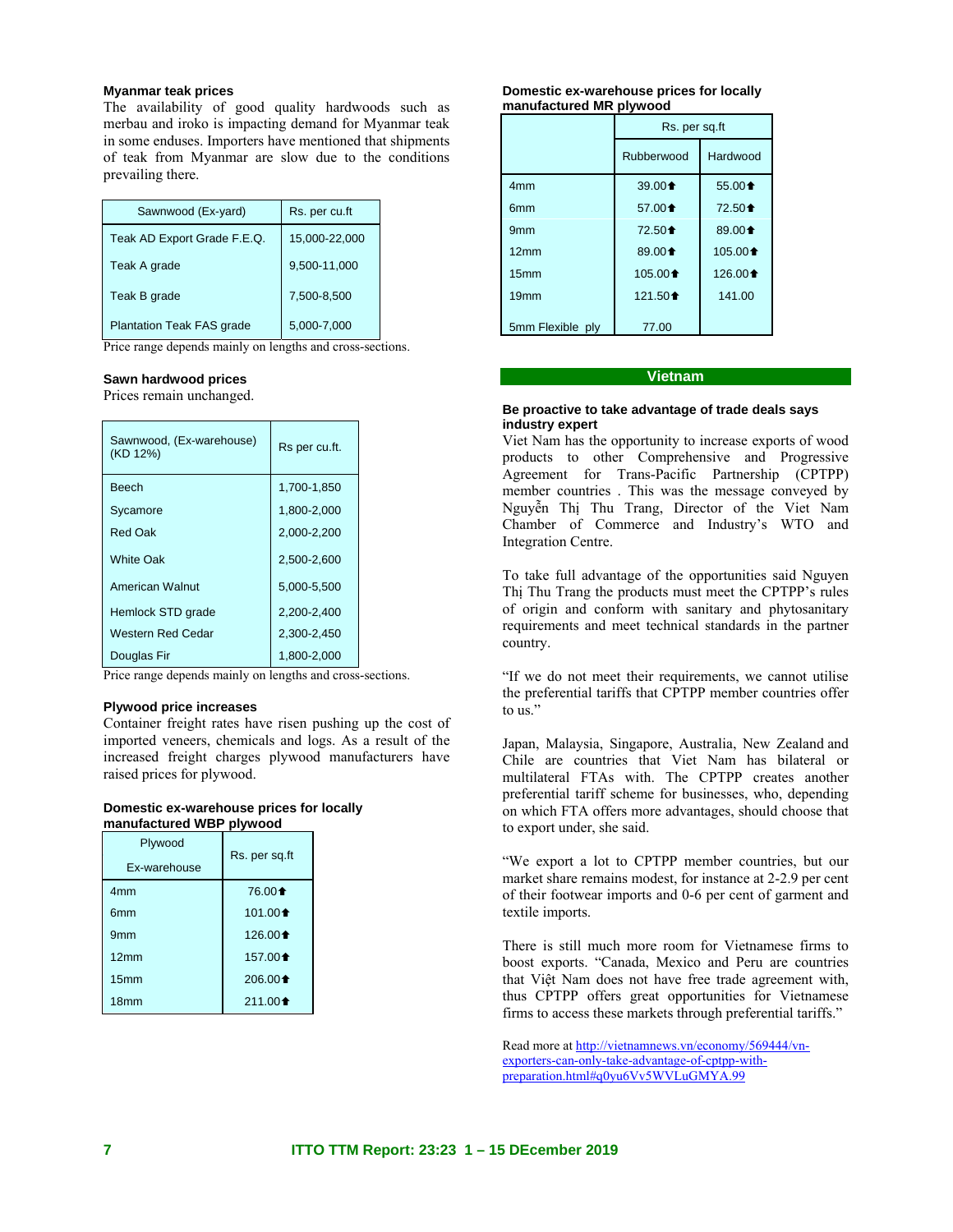### Myanmar teak prices

The availability of good quality hardwoods such as merbau and iroko is impacting demand for Myanmar teak in some enduses. Importers have mentioned that shipments of teak from Myanmar are slow due to the conditions prevailing there.

| Sawnwood (Ex-yard) | Rs. per cu.ft |
|---|---|
| Teak AD Export Grade F.E.Q. | 15,000-22,000 |
| Teak A grade | 9,500-11,000 |
| Teak B grade | 7,500-8,500 |
| Plantation Teak FAS grade | 5,000-7,000 |

Price range depends mainly on lengths and cross-sections.

### Sawn hardwood prices

Prices remain unchanged.

| Sawnwood, (Ex-warehouse) (KD 12%) | Rs per cu.ft. |
|---|---|
| Beech | 1,700-1,850 |
| Sycamore | 1,800-2,000 |
| Red Oak | 2,000-2,200 |
| White Oak | 2,500-2,600 |
| American Walnut | 5,000-5,500 |
| Hemlock STD grade | 2,200-2,400 |
| Western Red Cedar | 2,300-2,450 |
| Douglas Fir | 1,800-2,000 |

Price range depends mainly on lengths and cross-sections.

### Plywood price increases

Container freight rates have risen pushing up the cost of imported veneers, chemicals and logs. As a result of the increased freight charges plywood manufacturers have raised prices for plywood.

**Domestic ex-warehouse prices for locally manufactured WBP plywood**

| Plywood Ex-warehouse | Rs. per sq.ft |
|---|---|
| 4mm | 76.00⬆ |
| 6mm | 101.00⬆ |
| 9mm | 126.00⬆ |
| 12mm | 157.00⬆ |
| 15mm | 206.00⬆ |
| 18mm | 211.00⬆ |

**Domestic ex-warehouse prices for locally manufactured MR plywood**

| | Rs. per sq.ft | |
|---|---|---|
| | Rubberwood | Hardwood |
| 4mm | 39.00⬆ | 55.00⬆ |
| 6mm | 57.00⬆ | 72.50⬆ |
| 9mm | 72.50⬆ | 89.00⬆ |
| 12mm | 89.00⬆ | 105.00⬆ |
| 15mm | 105.00⬆ | 126.00⬆ |
| 19mm | 121.50⬆ | 141.00 |
| 5mm Flexible ply | 77.00 | |

## Vietnam

### Be proactive to take advantage of trade deals says industry expert

Viet Nam has the opportunity to increase exports of wood products to other Comprehensive and Progressive Agreement for Trans-Pacific Partnership (CPTPP) member countries . This was the message conveyed by Nguyễn Thị Thu Trang, Director of the Viet Nam Chamber of Commerce and Industry's WTO and Integration Centre.

To take full advantage of the opportunities said Nguyen Thị Thu Trang the products must meet the CPTPP's rules of origin and conform with sanitary and phytosanitary requirements and meet technical standards in the partner country.

"If we do not meet their requirements, we cannot utilise the preferential tariffs that CPTPP member countries offer to us."

Japan, Malaysia, Singapore, Australia, New Zealand and Chile are countries that Viet Nam has bilateral or multilateral FTAs with. The CPTPP creates another preferential tariff scheme for businesses, who, depending on which FTA offers more advantages, should choose that to export under, she said.

"We export a lot to CPTPP member countries, but our market share remains modest, for instance at 2-2.9 per cent of their footwear imports and 0-6 per cent of garment and textile imports.

There is still much more room for Vietnamese firms to boost exports. "Canada, Mexico and Peru are countries that Việt Nam does not have free trade agreement with, thus CPTPP offers great opportunities for Vietnamese firms to access these markets through preferential tariffs."

Read more at http://vietnamnews.vn/economy/569444/vn-exporters-can-only-take-advantage-of-cptpp-with-preparation.html#q0yu6Vv5WVLuGMYA.99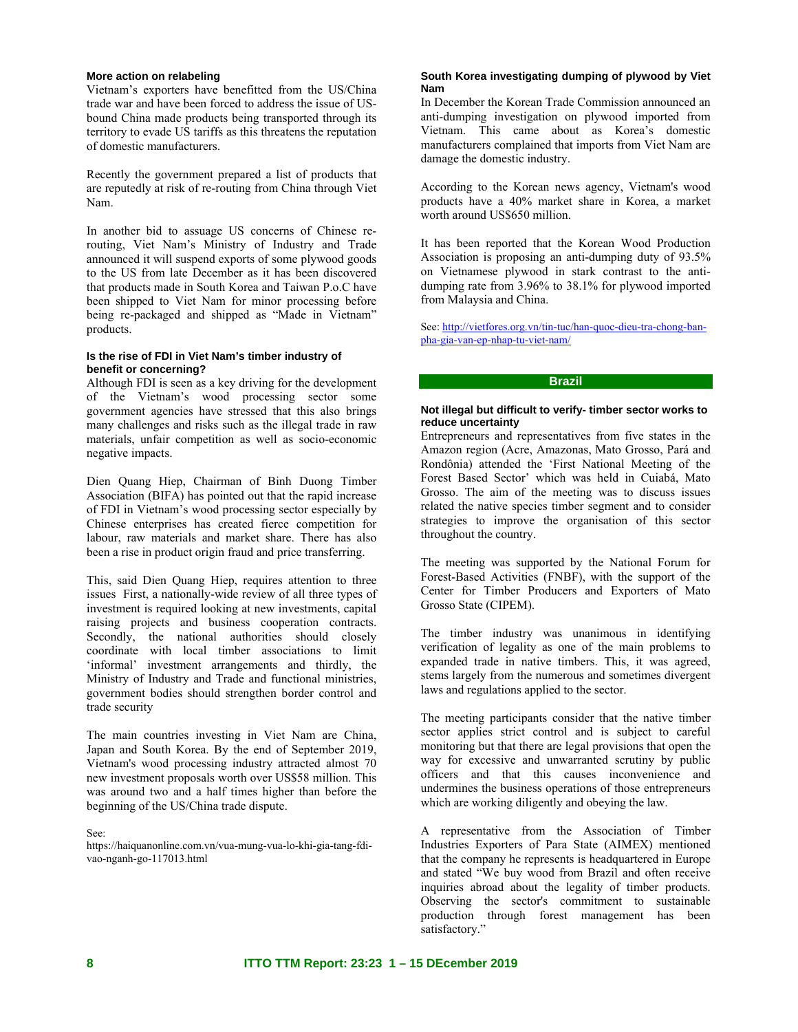### More action on relabeling

Vietnam's exporters have benefitted from the US/China trade war and have been forced to address the issue of US-bound China made products being transported through its territory to evade US tariffs as this threatens the reputation of domestic manufacturers.

Recently the government prepared a list of products that are reputedly at risk of re-routing from China through Viet Nam.

In another bid to assuage US concerns of Chinese re-routing, Viet Nam's Ministry of Industry and Trade announced it will suspend exports of some plywood goods to the US from late December as it has been discovered that products made in South Korea and Taiwan P.o.C have been shipped to Viet Nam for minor processing before being re-packaged and shipped as "Made in Vietnam" products.

### Is the rise of FDI in Viet Nam's timber industry of benefit or concerning?

Although FDI is seen as a key driving for the development of the Vietnam's wood processing sector some government agencies have stressed that this also brings many challenges and risks such as the illegal trade in raw materials, unfair competition as well as socio-economic negative impacts.

Dien Quang Hiep, Chairman of Binh Duong Timber Association (BIFA) has pointed out that the rapid increase of FDI in Vietnam's wood processing sector especially by Chinese enterprises has created fierce competition for labour, raw materials and market share. There has also been a rise in product origin fraud and price transferring.

This, said Dien Quang Hiep, requires attention to three issues First, a nationally-wide review of all three types of investment is required looking at new investments, capital raising projects and business cooperation contracts. Secondly, the national authorities should closely coordinate with local timber associations to limit 'informal' investment arrangements and thirdly, the Ministry of Industry and Trade and functional ministries, government bodies should strengthen border control and trade security

The main countries investing in Viet Nam are China, Japan and South Korea. By the end of September 2019, Vietnam's wood processing industry attracted almost 70 new investment proposals worth over US$58 million. This was around two and a half times higher than before the beginning of the US/China trade dispute.

See:
https://haiquanonline.com.vn/vua-mung-vua-lo-khi-gia-tang-fdi-vao-nganh-go-117013.html

### South Korea investigating dumping of plywood by Viet Nam

In December the Korean Trade Commission announced an anti-dumping investigation on plywood imported from Vietnam. This came about as Korea's domestic manufacturers complained that imports from Viet Nam are damage the domestic industry.

According to the Korean news agency, Vietnam's wood products have a 40% market share in Korea, a market worth around US$650 million.

It has been reported that the Korean Wood Production Association is proposing an anti-dumping duty of 93.5% on Vietnamese plywood in stark contrast to the anti-dumping rate from 3.96% to 38.1% for plywood imported from Malaysia and China.

See: http://vietfores.org.vn/tin-tuc/han-quoc-dieu-tra-chong-ban-pha-gia-van-ep-nhap-tu-viet-nam/

## Brazil

### Not illegal but difficult to verify- timber sector works to reduce uncertainty

Entrepreneurs and representatives from five states in the Amazon region (Acre, Amazonas, Mato Grosso, Pará and Rondônia) attended the 'First National Meeting of the Forest Based Sector' which was held in Cuiabá, Mato Grosso. The aim of the meeting was to discuss issues related the native species timber segment and to consider strategies to improve the organisation of this sector throughout the country.

The meeting was supported by the National Forum for Forest-Based Activities (FNBF), with the support of the Center for Timber Producers and Exporters of Mato Grosso State (CIPEM).

The timber industry was unanimous in identifying verification of legality as one of the main problems to expanded trade in native timbers. This, it was agreed, stems largely from the numerous and sometimes divergent laws and regulations applied to the sector.

The meeting participants consider that the native timber sector applies strict control and is subject to careful monitoring but that there are legal provisions that open the way for excessive and unwarranted scrutiny by public officers and that this causes inconvenience and undermines the business operations of those entrepreneurs which are working diligently and obeying the law.

A representative from the Association of Timber Industries Exporters of Para State (AIMEX) mentioned that the company he represents is headquartered in Europe and stated "We buy wood from Brazil and often receive inquiries abroad about the legality of timber products. Observing the sector's commitment to sustainable production through forest management has been satisfactory."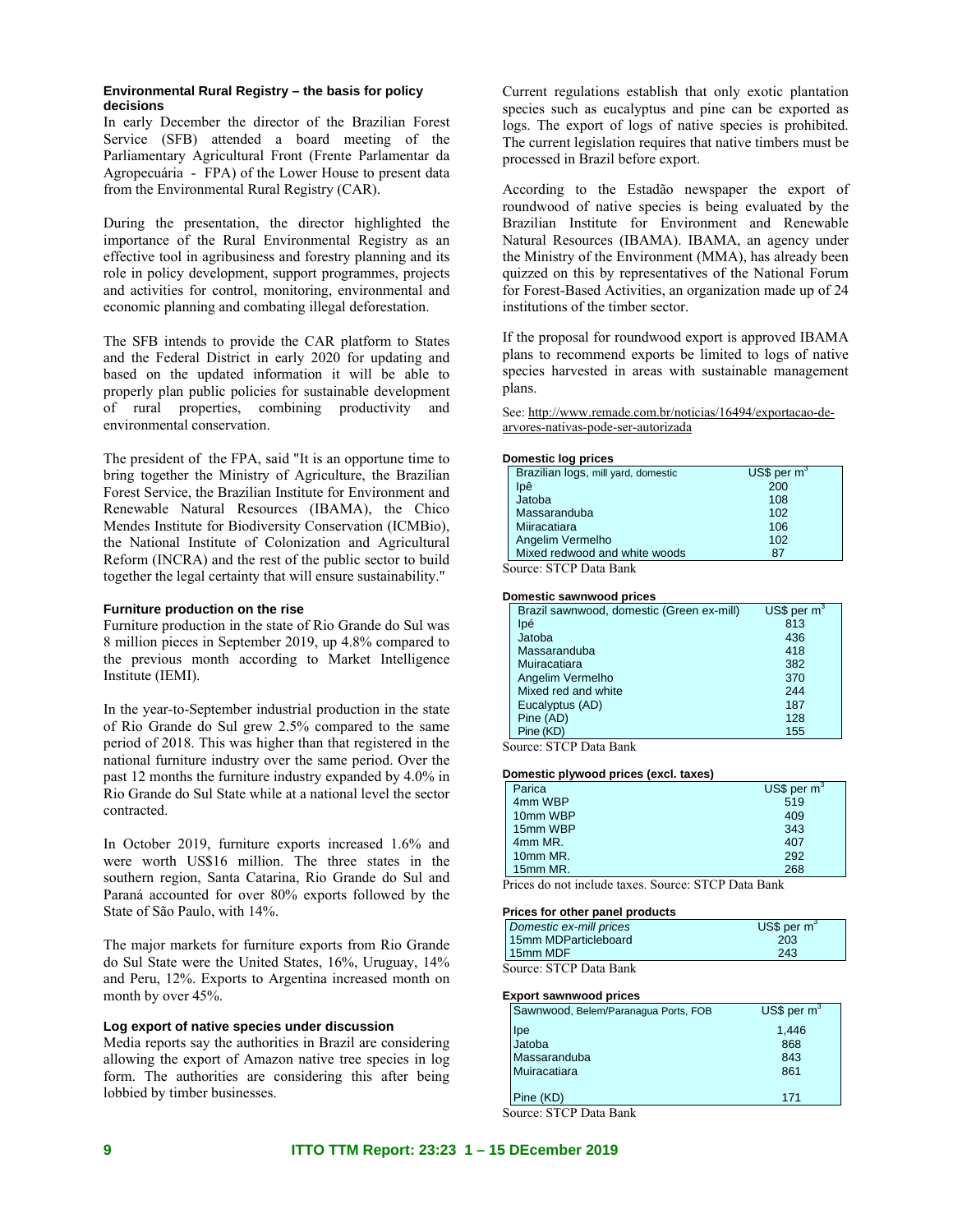### Environmental Rural Registry – the basis for policy decisions

In early December the director of the Brazilian Forest Service (SFB) attended a board meeting of the Parliamentary Agricultural Front (Frente Parlamentar da Agropecuária - FPA) of the Lower House to present data from the Environmental Rural Registry (CAR).

During the presentation, the director highlighted the importance of the Rural Environmental Registry as an effective tool in agribusiness and forestry planning and its role in policy development, support programmes, projects and activities for control, monitoring, environmental and economic planning and combating illegal deforestation.

The SFB intends to provide the CAR platform to States and the Federal District in early 2020 for updating and based on the updated information it will be able to properly plan public policies for sustainable development of rural properties, combining productivity and environmental conservation.

The president of the FPA, said "It is an opportune time to bring together the Ministry of Agriculture, the Brazilian Forest Service, the Brazilian Institute for Environment and Renewable Natural Resources (IBAMA), the Chico Mendes Institute for Biodiversity Conservation (ICMBio), the National Institute of Colonization and Agricultural Reform (INCRA) and the rest of the public sector to build together the legal certainty that will ensure sustainability."

### Furniture production on the rise

Furniture production in the state of Rio Grande do Sul was 8 million pieces in September 2019, up 4.8% compared to the previous month according to Market Intelligence Institute (IEMI).

In the year-to-September industrial production in the state of Rio Grande do Sul grew 2.5% compared to the same period of 2018. This was higher than that registered in the national furniture industry over the same period. Over the past 12 months the furniture industry expanded by 4.0% in Rio Grande do Sul State while at a national level the sector contracted.

In October 2019, furniture exports increased 1.6% and were worth US$16 million. The three states in the southern region, Santa Catarina, Rio Grande do Sul and Paraná accounted for over 80% exports followed by the State of São Paulo, with 14%.

The major markets for furniture exports from Rio Grande do Sul State were the United States, 16%, Uruguay, 14% and Peru, 12%. Exports to Argentina increased month on month by over 45%.

### Log export of native species under discussion

Media reports say the authorities in Brazil are considering allowing the export of Amazon native tree species in log form. The authorities are considering this after being lobbied by timber businesses.

Current regulations establish that only exotic plantation species such as eucalyptus and pine can be exported as logs. The export of logs of native species is prohibited. The current legislation requires that native timbers must be processed in Brazil before export.

According to the Estadão newspaper the export of roundwood of native species is being evaluated by the Brazilian Institute for Environment and Renewable Natural Resources (IBAMA). IBAMA, an agency under the Ministry of the Environment (MMA), has already been quizzed on this by representatives of the National Forum for Forest-Based Activities, an organization made up of 24 institutions of the timber sector.

If the proposal for roundwood export is approved IBAMA plans to recommend exports be limited to logs of native species harvested in areas with sustainable management plans.

See: http://www.remade.com.br/noticias/16494/exportacao-de-arvores-nativas-pode-ser-autorizada

#### Domestic log prices

| Brazilian logs, mill yard, domestic | US$ per m$^3$ |
|---|---|
| Ipê | 200 |
| Jatoba | 108 |
| Massaranduba | 102 |
| Miiracatiara | 106 |
| Angelim Vermelho | 102 |
| Mixed redwood and white woods | 87 |

Source: STCP Data Bank

#### Domestic sawnwood prices

| Brazil sawnwood, domestic (Green ex-mill) | US$ per m$^3$ |
|---|---|
| Ipé | 813 |
| Jatoba | 436 |
| Massaranduba | 418 |
| Muiracatiara | 382 |
| Angelim Vermelho | 370 |
| Mixed red and white | 244 |
| Eucalyptus (AD) | 187 |
| Pine (AD) | 128 |
| Pine (KD) | 155 |

Source: STCP Data Bank

#### Domestic plywood prices (excl. taxes)

| Parica | US$ per m$^3$ |
|---|---|
| 4mm WBP | 519 |
| 10mm WBP | 409 |
| 15mm WBP | 343 |
| 4mm MR. | 407 |
| 10mm MR. | 292 |
| 15mm MR. | 268 |

Prices do not include taxes. Source: STCP Data Bank

#### Prices for other panel products

| *Domestic ex-mill prices* | US$ per m$^3$ |
|---|---|
| 15mm MDParticleboard | 203 |
| 15mm MDF | 243 |

Source: STCP Data Bank

#### Export sawnwood prices

| Sawnwood, Belem/Paranagua Ports, FOB | US$ per m$^3$ |
|---|---|
| Ipe | 1,446 |
| Jatoba | 868 |
| Massaranduba | 843 |
| Muiracatiara | 861 |
| Pine (KD) | 171 |

Source: STCP Data Bank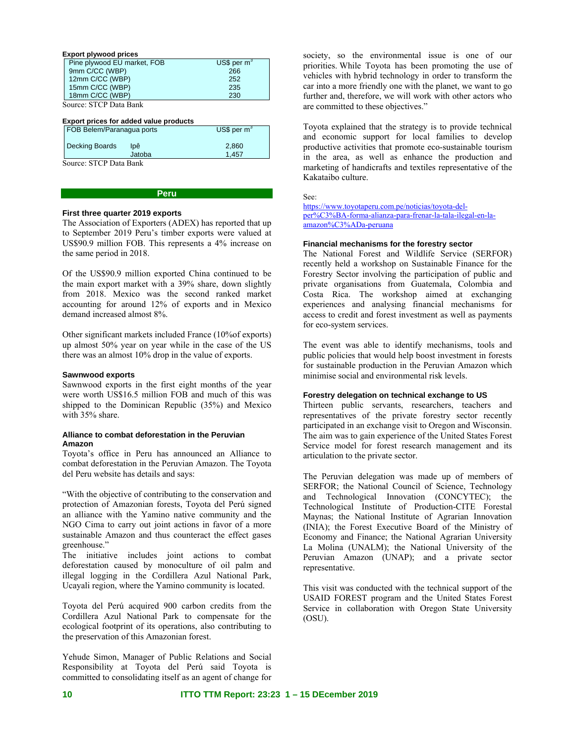**Export plywood prices**

| Pine plywood EU market, FOB | US$ per m$^3$ |
|---|---|
| 9mm C/CC (WBP) | 266 |
| 12mm C/CC (WBP) | 252 |
| 15mm C/CC (WBP) | 235 |
| 18mm C/CC (WBP) | 230 |

Source: STCP Data Bank

**Export prices for added value products**

| FOB Belem/Paranagua ports | | US$ per m$^3$ |
|---|---|---|
| Decking Boards | Ipê | 2,860 |
| | Jatoba | 1,457 |

Source: STCP Data Bank

## Peru

### First three quarter 2019 exports

The Association of Exporters (ADEX) has reported that up to September 2019 Peru's timber exports were valued at US$90.9 million FOB. This represents a 4% increase on the same period in 2018.

Of the US$90.9 million exported China continued to be the main export market with a 39% share, down slightly from 2018. Mexico was the second ranked market accounting for around 12% of exports and in Mexico demand increased almost 8%.

Other significant markets included France (10%of exports) up almost 50% year on year while in the case of the US there was an almost 10% drop in the value of exports.

### Sawnwood exports

Sawnwood exports in the first eight months of the year were worth US$16.5 million FOB and much of this was shipped to the Dominican Republic (35%) and Mexico with 35% share.

### Alliance to combat deforestation in the Peruvian Amazon

Toyota's office in Peru has announced an Alliance to combat deforestation in the Peruvian Amazon. The Toyota del Peru website has details and says:

"With the objective of contributing to the conservation and protection of Amazonian forests, Toyota del Perú signed an alliance with the Yamino native community and the NGO Cima to carry out joint actions in favor of a more sustainable Amazon and thus counteract the effect gases greenhouse."

The initiative includes joint actions to combat deforestation caused by monoculture of oil palm and illegal logging in the Cordillera Azul National Park, Ucayali region, where the Yamino community is located.

Toyota del Perú acquired 900 carbon credits from the Cordillera Azul National Park to compensate for the ecological footprint of its operations, also contributing to the preservation of this Amazonian forest.

Yehude Simon, Manager of Public Relations and Social Responsibility at Toyota del Perú said Toyota is committed to consolidating itself as an agent of change for society, so the environmental issue is one of our priorities. While Toyota has been promoting the use of vehicles with hybrid technology in order to transform the car into a more friendly one with the planet, we want to go further and, therefore, we will work with other actors who are committed to these objectives."

Toyota explained that the strategy is to provide technical and economic support for local families to develop productive activities that promote eco-sustainable tourism in the area, as well as enhance the production and marketing of handicrafts and textiles representative of the Kakataibo culture.

See:
https://www.toyotaperu.com.pe/noticias/toyota-del-per%C3%BA-forma-alianza-para-frenar-la-tala-ilegal-en-la-amazon%C3%ADa-peruana

### Financial mechanisms for the forestry sector

The National Forest and Wildlife Service (SERFOR) recently held a workshop on Sustainable Finance for the Forestry Sector involving the participation of public and private organisations from Guatemala, Colombia and Costa Rica. The workshop aimed at exchanging experiences and analysing financial mechanisms for access to credit and forest investment as well as payments for eco-system services.

The event was able to identify mechanisms, tools and public policies that would help boost investment in forests for sustainable production in the Peruvian Amazon which minimise social and environmental risk levels.

### Forestry delegation on technical exchange to US

Thirteen public servants, researchers, teachers and representatives of the private forestry sector recently participated in an exchange visit to Oregon and Wisconsin. The aim was to gain experience of the United States Forest Service model for forest research management and its articulation to the private sector.

The Peruvian delegation was made up of members of SERFOR; the National Council of Science, Technology and Technological Innovation (CONCYTEC); the Technological Institute of Production-CITE Forestal Maynas; the National Institute of Agrarian Innovation (INIA); the Forest Executive Board of the Ministry of Economy and Finance; the National Agrarian University La Molina (UNALM); the National University of the Peruvian Amazon (UNAP); and a private sector representative.

This visit was conducted with the technical support of the USAID FOREST program and the United States Forest Service in collaboration with Oregon State University (OSU).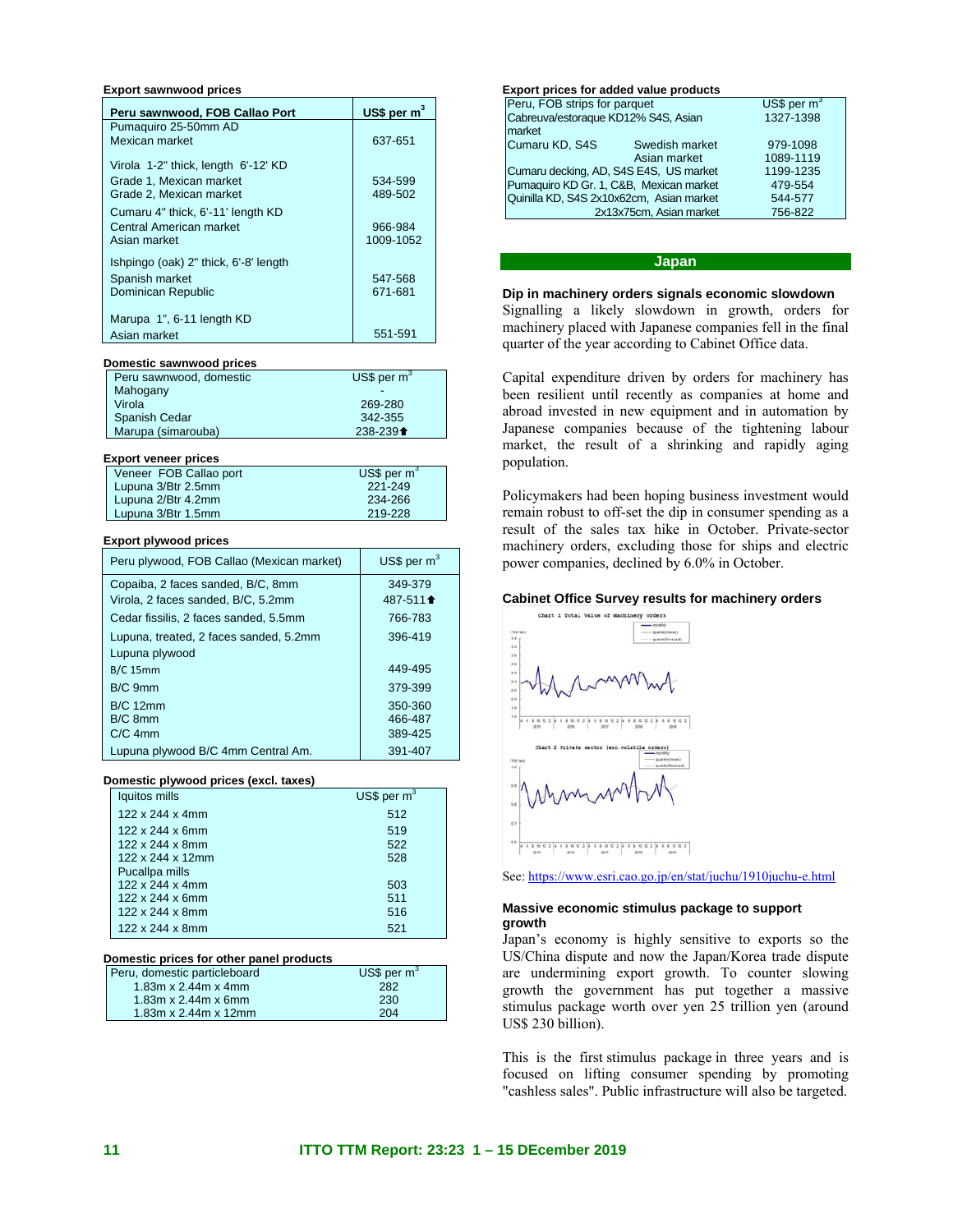**Export sawnwood prices**

| Peru sawnwood, FOB Callao Port | US$ per m$^3$ |
|---|---|
| Pumaquiro 25-50mm AD | |
| Mexican market | 637-651 |
| Virola 1-2" thick, length 6'-12' KD | |
| Grade 1, Mexican market | 534-599 |
| Grade 2, Mexican market | 489-502 |
| Cumaru 4" thick, 6'-11' length KD | |
| Central American market | 966-984 |
| Asian market | 1009-1052 |
| Ishpingo (oak) 2" thick, 6'-8' length | |
| Spanish market | 547-568 |
| Dominican Republic | 671-681 |
| Marupa 1", 6-11 length KD | |
| Asian market | 551-591 |

**Domestic sawnwood prices**

| Peru sawnwood, domestic | US$ per m$^3$ |
|---|---|
| Mahogany | - |
| Virola | 269-280 |
| Spanish Cedar | 342-355 |
| Marupa (simarouba) | 238-239⬆ |

**Export veneer prices**

| Veneer FOB Callao port | US$ per m$^3$ |
|---|---|
| Lupuna 3/Btr 2.5mm | 221-249 |
| Lupuna 2/Btr 4.2mm | 234-266 |
| Lupuna 3/Btr 1.5mm | 219-228 |

**Export plywood prices**

| Peru plywood, FOB Callao (Mexican market) | US$ per m$^3$ |
|---|---|
| Copaiba, 2 faces sanded, B/C, 8mm | 349-379 |
| Virola, 2 faces sanded, B/C, 5.2mm | 487-511⬆ |
| Cedar fissilis, 2 faces sanded, 5.5mm | 766-783 |
| Lupuna, treated, 2 faces sanded, 5.2mm | 396-419 |
| Lupuna plywood | |
| B/C 15mm | 449-495 |
| B/C 9mm | 379-399 |
| B/C 12mm | 350-360 |
| B/C 8mm | 466-487 |
| C/C 4mm | 389-425 |
| Lupuna plywood B/C 4mm Central Am. | 391-407 |

**Domestic plywood prices (excl. taxes)**

| Iquitos mills | US$ per m$^3$ |
|---|---|
| 122 x 244 x 4mm | 512 |
| 122 x 244 x 6mm | 519 |
| 122 x 244 x 8mm | 522 |
| 122 x 244 x 12mm | 528 |
| Pucallpa mills | |
| 122 x 244 x 4mm | 503 |
| 122 x 244 x 6mm | 511 |
| 122 x 244 x 8mm | 516 |
| 122 x 244 x 8mm | 521 |

**Domestic prices for other panel products**

| Peru, domestic particleboard | US$ per m$^3$ |
|---|---|
| 1.83m x 2.44m x 4mm | 282 |
| 1.83m x 2.44m x 6mm | 230 |
| 1.83m x 2.44m x 12mm | 204 |

**Export prices for added value products**

| Peru, FOB strips for parquet | | US$ per m$^3$ |
|---|---|---|
| Cabreuva/estoraque KD12% S4S, Asian market | | 1327-1398 |
| Cumaru KD, S4S | Swedish market | 979-1098 |
| | Asian market | 1089-1119 |
| Cumaru decking, AD, S4S E4S, US market | | 1199-1235 |
| Pumaquiro KD Gr. 1, C&B, Mexican market | | 479-554 |
| Quinilla KD, S4S 2x10x62cm, Asian market | | 544-577 |
| | 2x13x75cm, Asian market | 756-822 |

## Japan

**Dip in machinery orders signals economic slowdown**

Signalling a likely slowdown in growth, orders for machinery placed with Japanese companies fell in the final quarter of the year according to Cabinet Office data.

Capital expenditure driven by orders for machinery has been resilient until recently as companies at home and abroad invested in new equipment and in automation by Japanese companies because of the tightening labour market, the result of a shrinking and rapidly aging population.

Policymakers had been hoping business investment would remain robust to off-set the dip in consumer spending as a result of the sales tax hike in October. Private-sector machinery orders, excluding those for ships and electric power companies, declined by 6.0% in October.

**Cabinet Office Survey results for machinery orders**

See: https://www.esri.cao.go.jp/en/stat/juchu/1910juchu-e.html

**Massive economic stimulus package to support growth**

Japan's economy is highly sensitive to exports so the US/China dispute and now the Japan/Korea trade dispute are undermining export growth. To counter slowing growth the government has put together a massive stimulus package worth over yen 25 trillion yen (around US$ 230 billion).

This is the first stimulus package in three years and is focused on lifting consumer spending by promoting "cashless sales". Public infrastructure will also be targeted.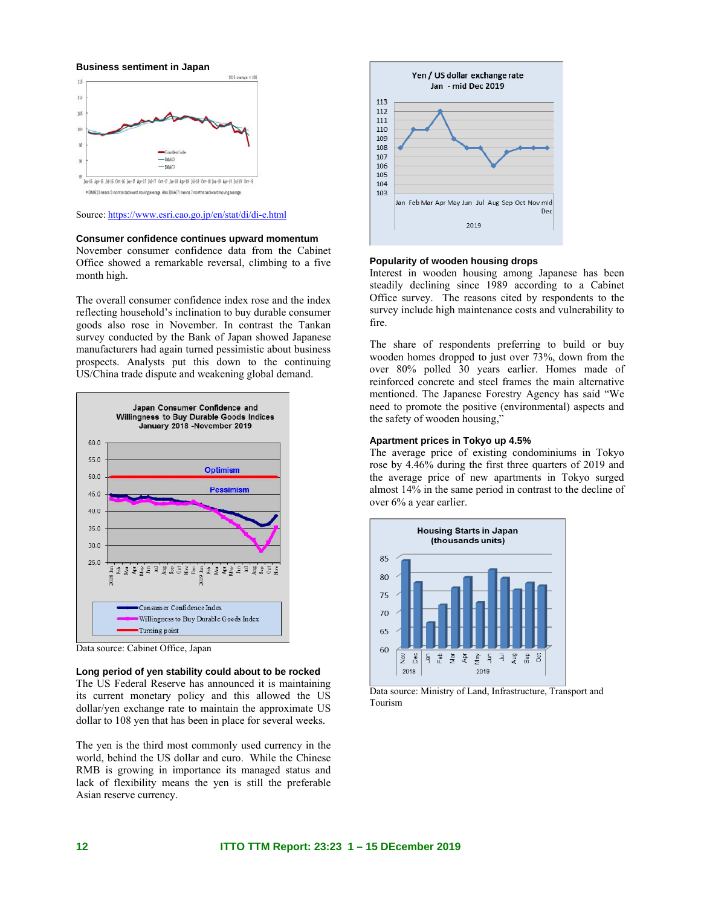**Business sentiment in Japan**

Source: https://www.esri.cao.go.jp/en/stat/di/di-e.html

**Consumer confidence continues upward momentum**

November consumer confidence data from the Cabinet Office showed a remarkable reversal, climbing to a five month high.

The overall consumer confidence index rose and the index reflecting household's inclination to buy durable consumer goods also rose in November. In contrast the Tankan survey conducted by the Bank of Japan showed Japanese manufacturers had again turned pessimistic about business prospects. Analysts put this down to the continuing US/China trade dispute and weakening global demand.

Data source: Cabinet Office, Japan

**Long period of yen stability could about to be rocked**

The US Federal Reserve has announced it is maintaining its current monetary policy and this allowed the US dollar/yen exchange rate to maintain the approximate US dollar to 108 yen that has been in place for several weeks.

The yen is the third most commonly used currency in the world, behind the US dollar and euro. While the Chinese RMB is growing in importance its managed status and lack of flexibility means the yen is still the preferable Asian reserve currency.

**Popularity of wooden housing drops**

Interest in wooden housing among Japanese has been steadily declining since 1989 according to a Cabinet Office survey. The reasons cited by respondents to the survey include high maintenance costs and vulnerability to fire.

The share of respondents preferring to build or buy wooden homes dropped to just over 73%, down from the over 80% polled 30 years earlier. Homes made of reinforced concrete and steel frames the main alternative mentioned. The Japanese Forestry Agency has said "We need to promote the positive (environmental) aspects and the safety of wooden housing,"

**Apartment prices in Tokyo up 4.5%**

The average price of existing condominiums in Tokyo rose by 4.46% during the first three quarters of 2019 and the average price of new apartments in Tokyo surged almost 14% in the same period in contrast to the decline of over 6% a year earlier.

Data source: Ministry of Land, Infrastructure, Transport and Tourism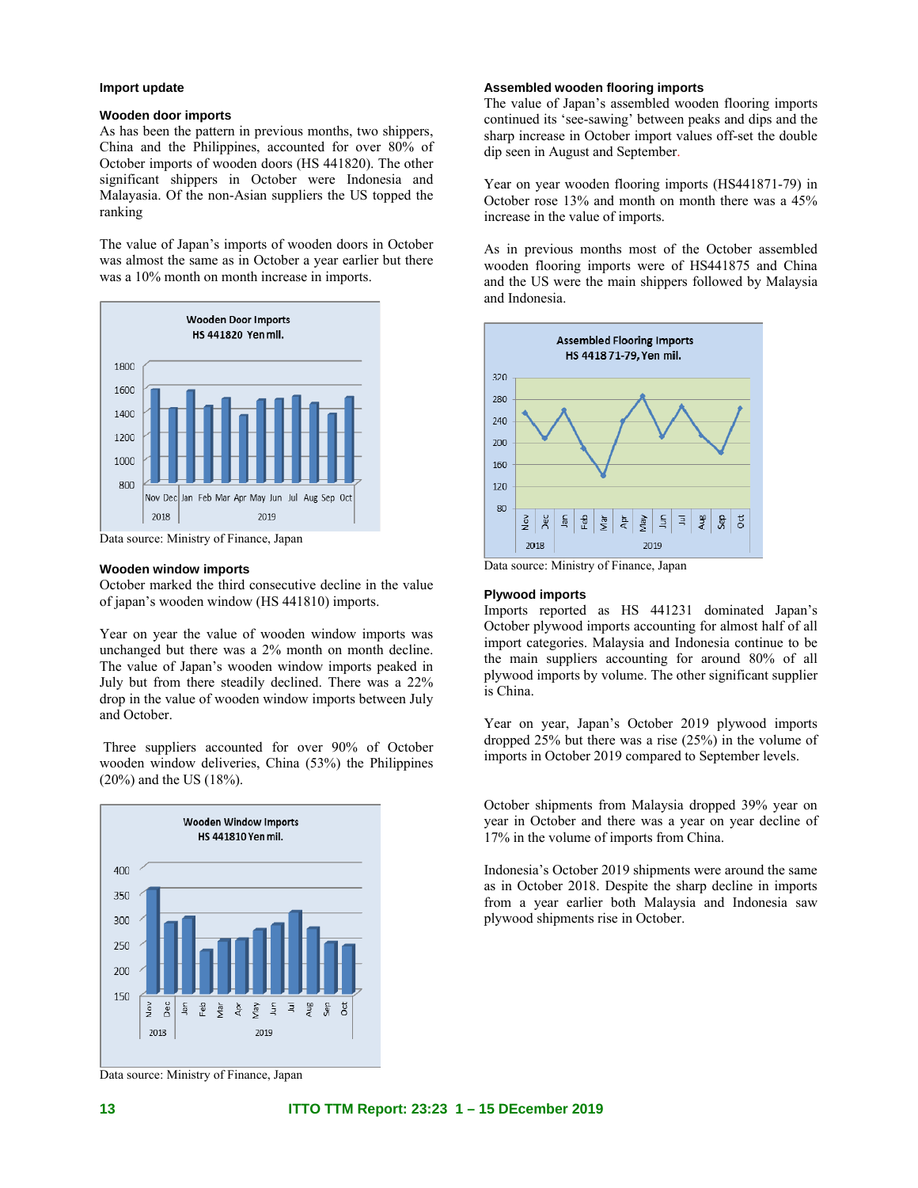## Import update

### Wooden door imports

As has been the pattern in previous months, two shippers, China and the Philippines, accounted for over 80% of October imports of wooden doors (HS 441820). The other significant shippers in October were Indonesia and Malayasia. Of the non-Asian suppliers the US topped the ranking

The value of Japan's imports of wooden doors in October was almost the same as in October a year earlier but there was a 10% month on month increase in imports.

Data source: Ministry of Finance, Japan

### Wooden window imports

October marked the third consecutive decline in the value of japan's wooden window (HS 441810) imports.

Year on year the value of wooden window imports was unchanged but there was a 2% month on month decline. The value of Japan's wooden window imports peaked in July but from there steadily declined. There was a 22% drop in the value of wooden window imports between July and October.

Three suppliers accounted for over 90% of October wooden window deliveries, China (53%) the Philippines (20%) and the US (18%).

Data source: Ministry of Finance, Japan

### Assembled wooden flooring imports

The value of Japan's assembled wooden flooring imports continued its 'see-sawing' between peaks and dips and the sharp increase in October import values off-set the double dip seen in August and September.

Year on year wooden flooring imports (HS441871-79) in October rose 13% and month on month there was a 45% increase in the value of imports.

As in previous months most of the October assembled wooden flooring imports were of HS441875 and China and the US were the main shippers followed by Malaysia and Indonesia.

Data source: Ministry of Finance, Japan

### Plywood imports

Imports reported as HS 441231 dominated Japan's October plywood imports accounting for almost half of all import categories. Malaysia and Indonesia continue to be the main suppliers accounting for around 80% of all plywood imports by volume. The other significant supplier is China.

Year on year, Japan's October 2019 plywood imports dropped 25% but there was a rise (25%) in the volume of imports in October 2019 compared to September levels.

October shipments from Malaysia dropped 39% year on year in October and there was a year on year decline of 17% in the volume of imports from China.

Indonesia's October 2019 shipments were around the same as in October 2018. Despite the sharp decline in imports from a year earlier both Malaysia and Indonesia saw plywood shipments rise in October.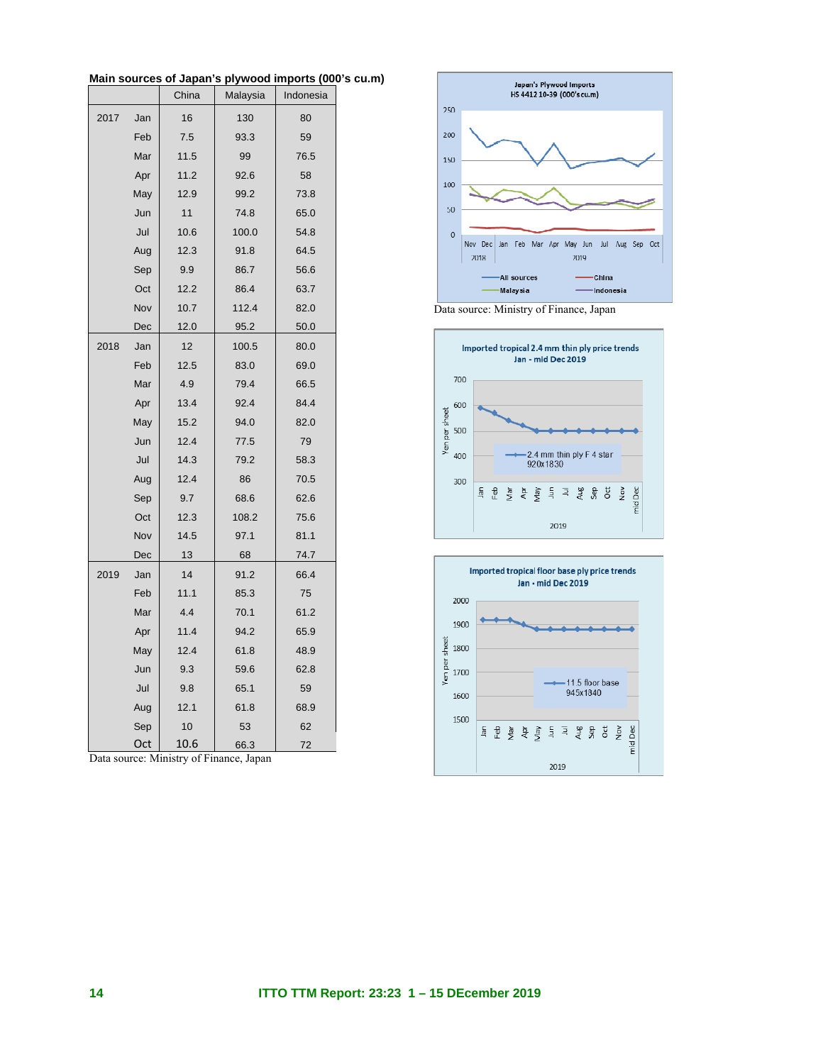**Main sources of Japan's plywood imports (000's cu.m)**

| | | China | Malaysia | Indonesia |
|---|---|---|---|---|
| 2017 | Jan | 16 | 130 | 80 |
| | Feb | 7.5 | 93.3 | 59 |
| | Mar | 11.5 | 99 | 76.5 |
| | Apr | 11.2 | 92.6 | 58 |
| | May | 12.9 | 99.2 | 73.8 |
| | Jun | 11 | 74.8 | 65.0 |
| | Jul | 10.6 | 100.0 | 54.8 |
| | Aug | 12.3 | 91.8 | 64.5 |
| | Sep | 9.9 | 86.7 | 56.6 |
| | Oct | 12.2 | 86.4 | 63.7 |
| | Nov | 10.7 | 112.4 | 82.0 |
| | Dec | 12.0 | 95.2 | 50.0 |
| 2018 | Jan | 12 | 100.5 | 80.0 |
| | Feb | 12.5 | 83.0 | 69.0 |
| | Mar | 4.9 | 79.4 | 66.5 |
| | Apr | 13.4 | 92.4 | 84.4 |
| | May | 15.2 | 94.0 | 82.0 |
| | Jun | 12.4 | 77.5 | 79 |
| | Jul | 14.3 | 79.2 | 58.3 |
| | Aug | 12.4 | 86 | 70.5 |
| | Sep | 9.7 | 68.6 | 62.6 |
| | Oct | 12.3 | 108.2 | 75.6 |
| | Nov | 14.5 | 97.1 | 81.1 |
| | Dec | 13 | 68 | 74.7 |
| 2019 | Jan | 14 | 91.2 | 66.4 |
| | Feb | 11.1 | 85.3 | 75 |
| | Mar | 4.4 | 70.1 | 61.2 |
| | Apr | 11.4 | 94.2 | 65.9 |
| | May | 12.4 | 61.8 | 48.9 |
| | Jun | 9.3 | 59.6 | 62.8 |
| | Jul | 9.8 | 65.1 | 59 |
| | Aug | 12.1 | 61.8 | 68.9 |
| | Sep | 10 | 53 | 62 |
| | Oct | 10.6 | 66.3 | 72 |

Data source: Ministry of Finance, Japan

Data source: Ministry of Finance, Japan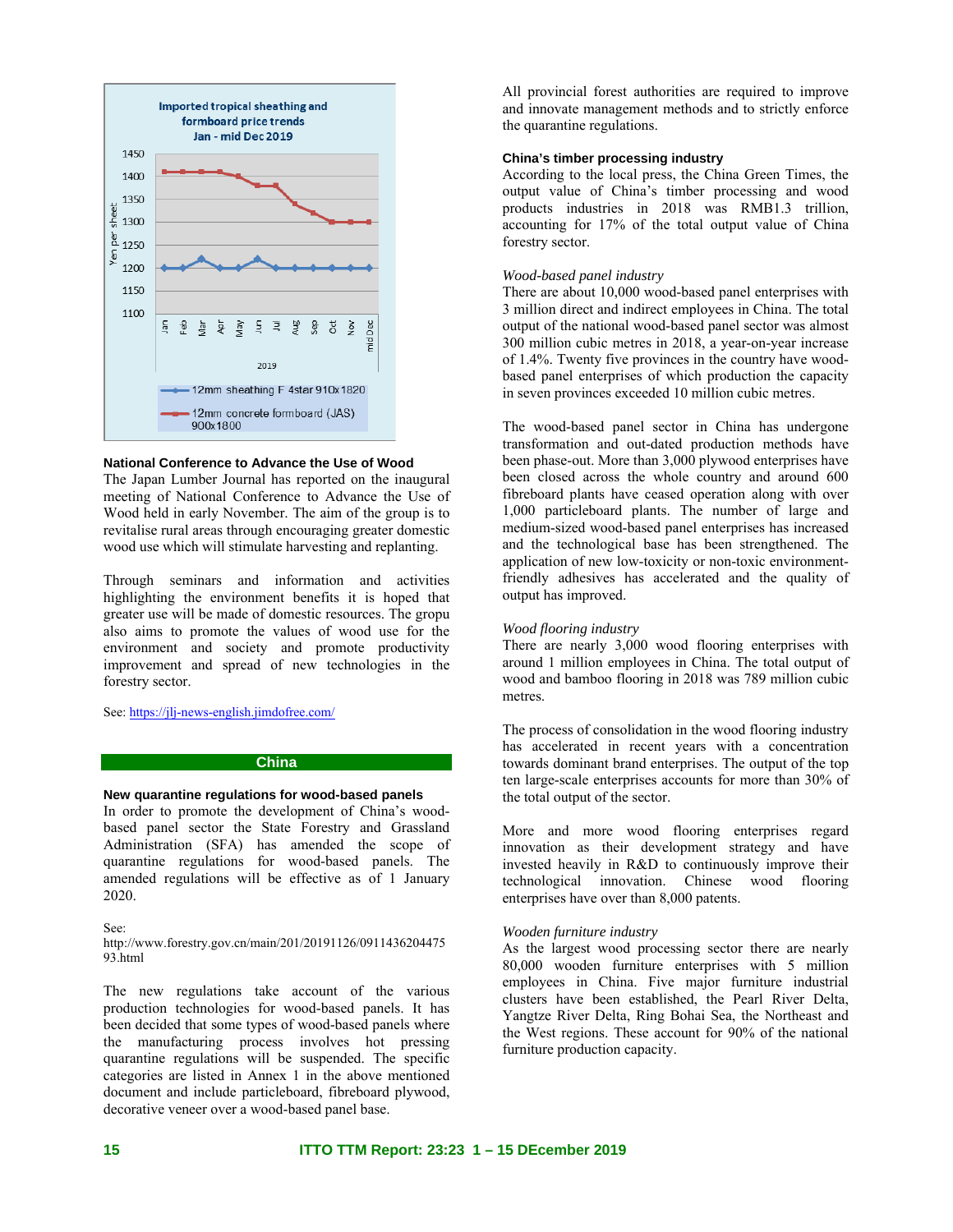Imported tropical sheathing and formboard price trends
Jan - mid Dec 2019

| 2019 | Jan | Feb | Mar | Apr | May | Jun | Jul | Aug | Sep | Oct | Nov | mid Dec |
|---|---|---|---|---|---|---|---|---|---|---|---|---|
| 12mm sheathing F 4star 910x1820 | 1200 | 1200 | 1220 | 1200 | 1200 | 1220 | 1200 | 1200 | 1200 | 1200 | 1200 | 1200 |
| 12mm concrete formboard (JAS) 900x1800 | 1410 | 1410 | 1410 | 1410 | 1400 | 1380 | 1380 | 1340 | 1320 | 1300 | 1300 | 1300 |

Yen per sheet

**National Conference to Advance the Use of Wood**

The Japan Lumber Journal has reported on the inaugural meeting of National Conference to Advance the Use of Wood held in early November. The aim of the group is to revitalise rural areas through encouraging greater domestic wood use which will stimulate harvesting and replanting.

Through seminars and information and activities highlighting the environment benefits it is hoped that greater use will be made of domestic resources. The gropu also aims to promote the values of wood use for the environment and society and promote productivity improvement and spread of new technologies in the forestry sector.

See: https://jlj-news-english.jimdofree.com/

## China

**New quarantine regulations for wood-based panels**

In order to promote the development of China's wood-based panel sector the State Forestry and Grassland Administration (SFA) has amended the scope of quarantine regulations for wood-based panels. The amended regulations will be effective as of 1 January 2020.

See:
http://www.forestry.gov.cn/main/201/20191126/091143620447593.html

The new regulations take account of the various production technologies for wood-based panels. It has been decided that some types of wood-based panels where the manufacturing process involves hot pressing quarantine regulations will be suspended. The specific categories are listed in Annex 1 in the above mentioned document and include particleboard, fibreboard plywood, decorative veneer over a wood-based panel base.

All provincial forest authorities are required to improve and innovate management methods and to strictly enforce the quarantine regulations.

**China's timber processing industry**

According to the local press, the China Green Times, the output value of China's timber processing and wood products industries in 2018 was RMB1.3 trillion, accounting for 17% of the total output value of China forestry sector.

*Wood-based panel industry*

There are about 10,000 wood-based panel enterprises with 3 million direct and indirect employees in China. The total output of the national wood-based panel sector was almost 300 million cubic metres in 2018, a year-on-year increase of 1.4%. Twenty five provinces in the country have wood-based panel enterprises of which production the capacity in seven provinces exceeded 10 million cubic metres.

The wood-based panel sector in China has undergone transformation and out-dated production methods have been phase-out. More than 3,000 plywood enterprises have been closed across the whole country and around 600 fibreboard plants have ceased operation along with over 1,000 particleboard plants. The number of large and medium-sized wood-based panel enterprises has increased and the technological base has been strengthened. The application of new low-toxicity or non-toxic environment-friendly adhesives has accelerated and the quality of output has improved.

*Wood flooring industry*

There are nearly 3,000 wood flooring enterprises with around 1 million employees in China. The total output of wood and bamboo flooring in 2018 was 789 million cubic metres.

The process of consolidation in the wood flooring industry has accelerated in recent years with a concentration towards dominant brand enterprises. The output of the top ten large-scale enterprises accounts for more than 30% of the total output of the sector.

More and more wood flooring enterprises regard innovation as their development strategy and have invested heavily in R&D to continuously improve their technological innovation. Chinese wood flooring enterprises have over than 8,000 patents.

*Wooden furniture industry*

As the largest wood processing sector there are nearly 80,000 wooden furniture enterprises with 5 million employees in China. Five major furniture industrial clusters have been established, the Pearl River Delta, Yangtze River Delta, Ring Bohai Sea, the Northeast and the West regions. These account for 90% of the national furniture production capacity.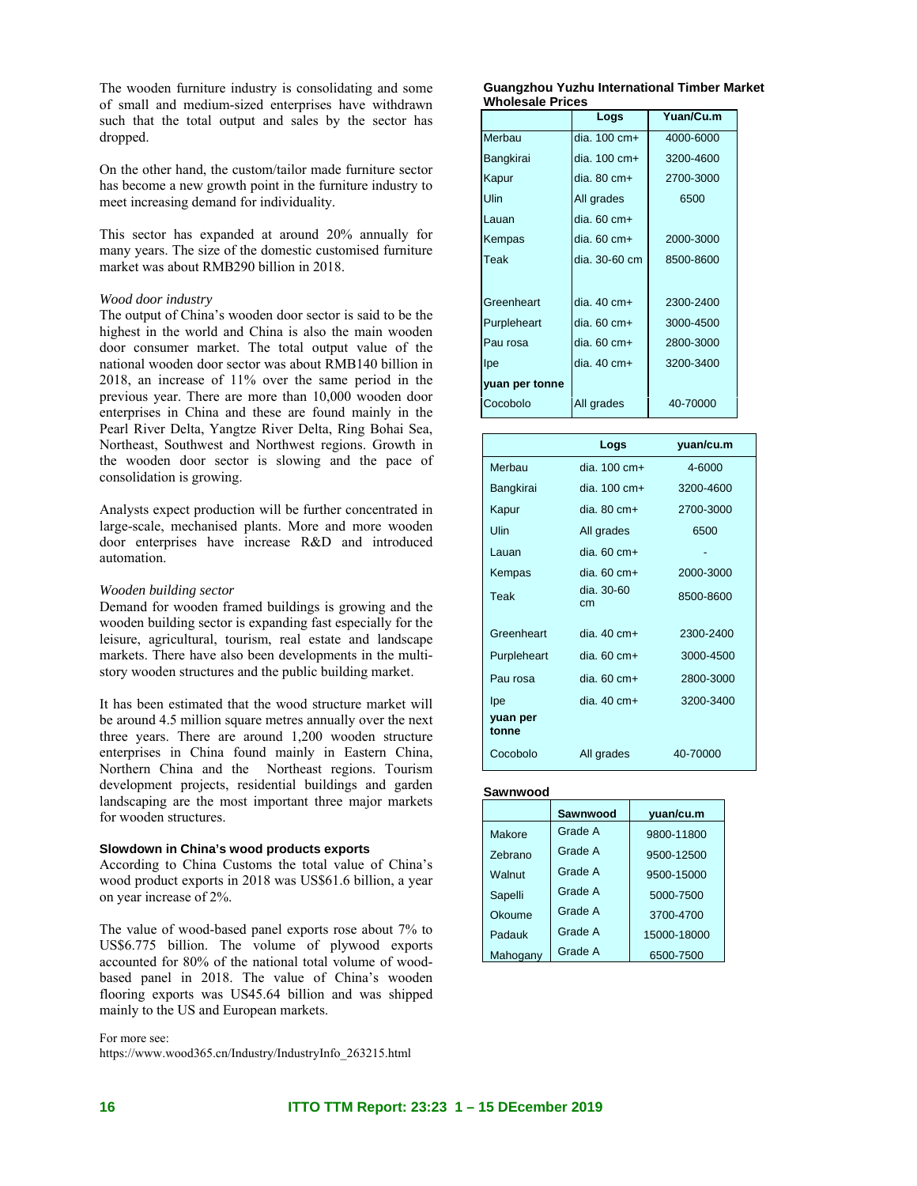The wooden furniture industry is consolidating and some of small and medium-sized enterprises have withdrawn such that the total output and sales by the sector has dropped.

On the other hand, the custom/tailor made furniture sector has become a new growth point in the furniture industry to meet increasing demand for individuality.

This sector has expanded at around 20% annually for many years. The size of the domestic customised furniture market was about RMB290 billion in 2018.

*Wood door industry*

The output of China's wooden door sector is said to be the highest in the world and China is also the main wooden door consumer market. The total output value of the national wooden door sector was about RMB140 billion in 2018, an increase of 11% over the same period in the previous year. There are more than 10,000 wooden door enterprises in China and these are found mainly in the Pearl River Delta, Yangtze River Delta, Ring Bohai Sea, Northeast, Southwest and Northwest regions. Growth in the wooden door sector is slowing and the pace of consolidation is growing.

Analysts expect production will be further concentrated in large-scale, mechanised plants. More and more wooden door enterprises have increase R&D and introduced automation.

*Wooden building sector*

Demand for wooden framed buildings is growing and the wooden building sector is expanding fast especially for the leisure, agricultural, tourism, real estate and landscape markets. There have also been developments in the multi-story wooden structures and the public building market.

It has been estimated that the wood structure market will be around 4.5 million square metres annually over the next three years. There are around 1,200 wooden structure enterprises in China found mainly in Eastern China, Northern China and the Northeast regions. Tourism development projects, residential buildings and garden landscaping are the most important three major markets for wooden structures.

**Slowdown in China's wood products exports**

According to China Customs the total value of China's wood product exports in 2018 was US$61.6 billion, a year on year increase of 2%.

The value of wood-based panel exports rose about 7% to US$6.775 billion. The volume of plywood exports accounted for 80% of the national total volume of wood-based panel in 2018. The value of China's wooden flooring exports was US45.64 billion and was shipped mainly to the US and European markets.

For more see:
https://www.wood365.cn/Industry/IndustryInfo_263215.html

**Guangzhou Yuzhu International Timber Market Wholesale Prices**

| | Logs | Yuan/Cu.m |
|---|---|---|
| Merbau | dia. 100 cm+ | 4000-6000 |
| Bangkirai | dia. 100 cm+ | 3200-4600 |
| Kapur | dia. 80 cm+ | 2700-3000 |
| Ulin | All grades | 6500 |
| Lauan | dia. 60 cm+ | |
| Kempas | dia. 60 cm+ | 2000-3000 |
| Teak | dia. 30-60 cm | 8500-8600 |
| | | |
| Greenheart | dia. 40 cm+ | 2300-2400 |
| Purpleheart | dia. 60 cm+ | 3000-4500 |
| Pau rosa | dia. 60 cm+ | 2800-3000 |
| Ipe | dia. 40 cm+ | 3200-3400 |
| **yuan per tonne** | | |
| Cocobolo | All grades | 40-70000 |

| | Logs | yuan/cu.m |
|---|---|---|
| Merbau | dia. 100 cm+ | 4-6000 |
| Bangkirai | dia. 100 cm+ | 3200-4600 |
| Kapur | dia. 80 cm+ | 2700-3000 |
| Ulin | All grades | 6500 |
| Lauan | dia. 60 cm+ | - |
| Kempas | dia. 60 cm+ | 2000-3000 |
| Teak | dia. 30-60 cm | 8500-8600 |
| Greenheart | dia. 40 cm+ | 2300-2400 |
| Purpleheart | dia. 60 cm+ | 3000-4500 |
| Pau rosa | dia. 60 cm+ | 2800-3000 |
| Ipe | dia. 40 cm+ | 3200-3400 |
| **yuan per tonne** | | |
| Cocobolo | All grades | 40-70000 |

**Sawnwood**

| | Sawnwood | yuan/cu.m |
|---|---|---|
| Makore | Grade A | 9800-11800 |
| Zebrano | Grade A | 9500-12500 |
| Walnut | Grade A | 9500-15000 |
| Sapelli | Grade A | 5000-7500 |
| Okoume | Grade A | 3700-4700 |
| Padauk | Grade A | 15000-18000 |
| Mahogany | Grade A | 6500-7500 |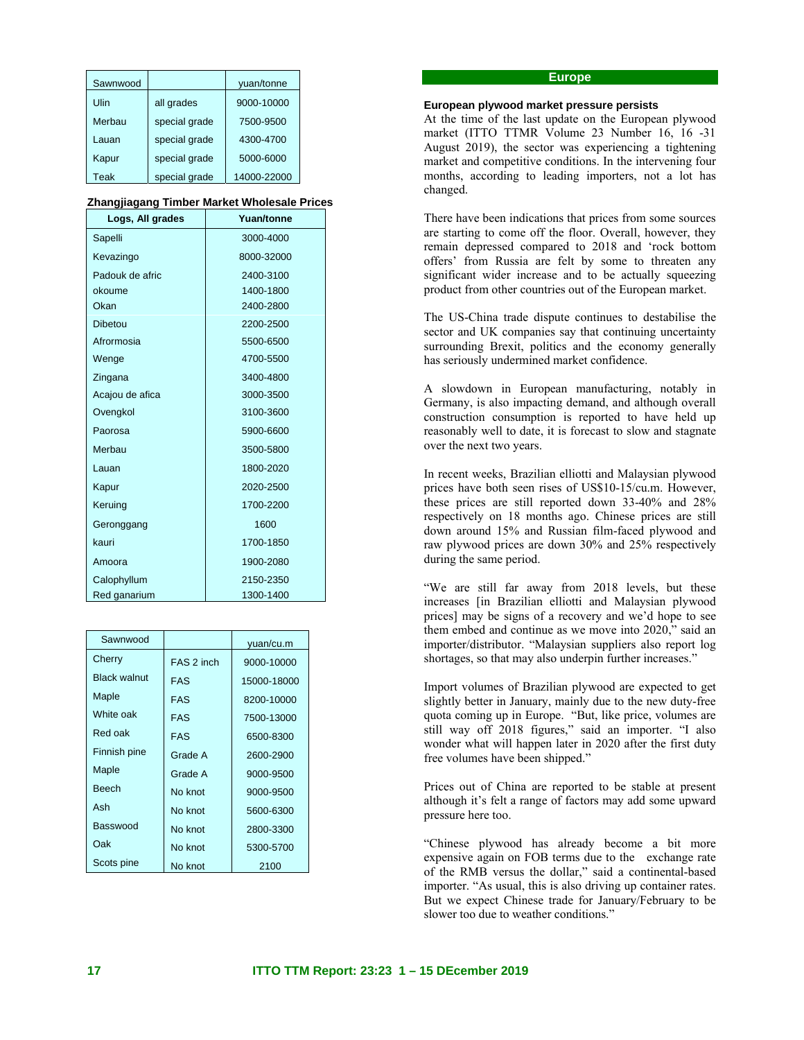| Sawnwood | | yuan/tonne |
|---|---|---|
| Ulin | all grades | 9000-10000 |
| Merbau | special grade | 7500-9500 |
| Lauan | special grade | 4300-4700 |
| Kapur | special grade | 5000-6000 |
| Teak | special grade | 14000-22000 |

**Zhangjiagang Timber Market Wholesale Prices**

| Logs, All grades | Yuan/tonne |
|---|---|
| Sapelli | 3000-4000 |
| Kevazingo | 8000-32000 |
| Padouk de afric | 2400-3100 |
| okoume | 1400-1800 |
| Okan | 2400-2800 |
| Dibetou | 2200-2500 |
| Afrormosia | 5500-6500 |
| Wenge | 4700-5500 |
| Zingana | 3400-4800 |
| Acajou de afica | 3000-3500 |
| Ovengkol | 3100-3600 |
| Paorosa | 5900-6600 |
| Merbau | 3500-5800 |
| Lauan | 1800-2020 |
| Kapur | 2020-2500 |
| Keruing | 1700-2200 |
| Geronggang | 1600 |
| kauri | 1700-1850 |
| Amoora | 1900-2080 |
| Calophyllum | 2150-2350 |
| Red ganarium | 1300-1400 |

| Sawnwood | | yuan/cu.m |
|---|---|---|
| Cherry | FAS 2 inch | 9000-10000 |
| Black walnut | FAS | 15000-18000 |
| Maple | FAS | 8200-10000 |
| White oak | FAS | 7500-13000 |
| Red oak | FAS | 6500-8300 |
| Finnish pine | Grade A | 2600-2900 |
| Maple | Grade A | 9000-9500 |
| Beech | No knot | 9000-9500 |
| Ash | No knot | 5600-6300 |
| Basswood | No knot | 2800-3300 |
| Oak | No knot | 5300-5700 |
| Scots pine | No knot | 2100 |

## Europe

**European plywood market pressure persists**

At the time of the last update on the European plywood market (ITTO TTMR Volume 23 Number 16, 16 -31 August 2019), the sector was experiencing a tightening market and competitive conditions. In the intervening four months, according to leading importers, not a lot has changed.

There have been indications that prices from some sources are starting to come off the floor. Overall, however, they remain depressed compared to 2018 and 'rock bottom offers' from Russia are felt by some to threaten any significant wider increase and to be actually squeezing product from other countries out of the European market.

The US-China trade dispute continues to destabilise the sector and UK companies say that continuing uncertainty surrounding Brexit, politics and the economy generally has seriously undermined market confidence.

A slowdown in European manufacturing, notably in Germany, is also impacting demand, and although overall construction consumption is reported to have held up reasonably well to date, it is forecast to slow and stagnate over the next two years.

In recent weeks, Brazilian elliotti and Malaysian plywood prices have both seen rises of US$10-15/cu.m. However, these prices are still reported down 33-40% and 28% respectively on 18 months ago. Chinese prices are still down around 15% and Russian film-faced plywood and raw plywood prices are down 30% and 25% respectively during the same period.

"We are still far away from 2018 levels, but these increases [in Brazilian elliotti and Malaysian plywood prices] may be signs of a recovery and we'd hope to see them embed and continue as we move into 2020," said an importer/distributor. "Malaysian suppliers also report log shortages, so that may also underpin further increases."

Import volumes of Brazilian plywood are expected to get slightly better in January, mainly due to the new duty-free quota coming up in Europe. "But, like price, volumes are still way off 2018 figures," said an importer. "I also wonder what will happen later in 2020 after the first duty free volumes have been shipped."

Prices out of China are reported to be stable at present although it's felt a range of factors may add some upward pressure here too.

"Chinese plywood has already become a bit more expensive again on FOB terms due to the exchange rate of the RMB versus the dollar," said a continental-based importer. "As usual, this is also driving up container rates. But we expect Chinese trade for January/February to be slower too due to weather conditions."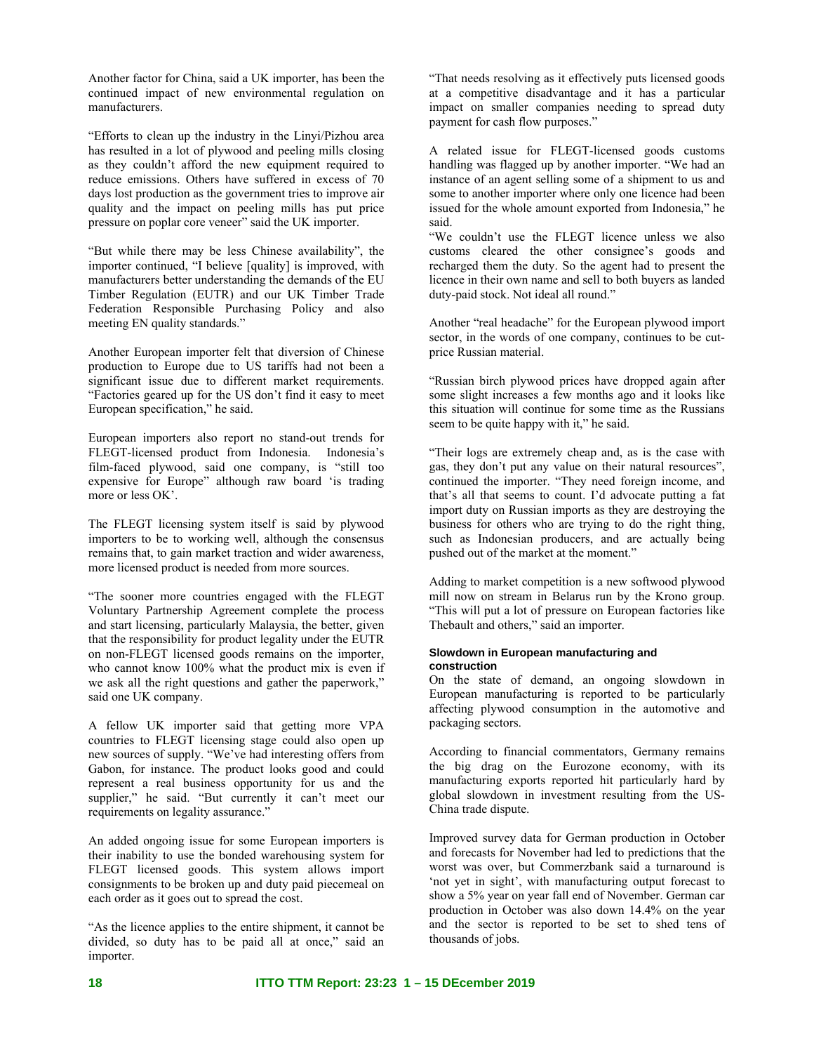Another factor for China, said a UK importer, has been the continued impact of new environmental regulation on manufacturers.

"Efforts to clean up the industry in the Linyi/Pizhou area has resulted in a lot of plywood and peeling mills closing as they couldn't afford the new equipment required to reduce emissions. Others have suffered in excess of 70 days lost production as the government tries to improve air quality and the impact on peeling mills has put price pressure on poplar core veneer" said the UK importer.

"But while there may be less Chinese availability", the importer continued, "I believe [quality] is improved, with manufacturers better understanding the demands of the EU Timber Regulation (EUTR) and our UK Timber Trade Federation Responsible Purchasing Policy and also meeting EN quality standards."

Another European importer felt that diversion of Chinese production to Europe due to US tariffs had not been a significant issue due to different market requirements. "Factories geared up for the US don't find it easy to meet European specification," he said.

European importers also report no stand-out trends for FLEGT-licensed product from Indonesia. Indonesia's film-faced plywood, said one company, is "still too expensive for Europe" although raw board 'is trading more or less OK'.

The FLEGT licensing system itself is said by plywood importers to be to working well, although the consensus remains that, to gain market traction and wider awareness, more licensed product is needed from more sources.

"The sooner more countries engaged with the FLEGT Voluntary Partnership Agreement complete the process and start licensing, particularly Malaysia, the better, given that the responsibility for product legality under the EUTR on non-FLEGT licensed goods remains on the importer, who cannot know 100% what the product mix is even if we ask all the right questions and gather the paperwork," said one UK company.

A fellow UK importer said that getting more VPA countries to FLEGT licensing stage could also open up new sources of supply. "We've had interesting offers from Gabon, for instance. The product looks good and could represent a real business opportunity for us and the supplier," he said. "But currently it can't meet our requirements on legality assurance."

An added ongoing issue for some European importers is their inability to use the bonded warehousing system for FLEGT licensed goods. This system allows import consignments to be broken up and duty paid piecemeal on each order as it goes out to spread the cost.

"As the licence applies to the entire shipment, it cannot be divided, so duty has to be paid all at once," said an importer.

"That needs resolving as it effectively puts licensed goods at a competitive disadvantage and it has a particular impact on smaller companies needing to spread duty payment for cash flow purposes."

A related issue for FLEGT-licensed goods customs handling was flagged up by another importer. "We had an instance of an agent selling some of a shipment to us and some to another importer where only one licence had been issued for the whole amount exported from Indonesia," he said.

"We couldn't use the FLEGT licence unless we also customs cleared the other consignee's goods and recharged them the duty. So the agent had to present the licence in their own name and sell to both buyers as landed duty-paid stock. Not ideal all round."

Another "real headache" for the European plywood import sector, in the words of one company, continues to be cut-price Russian material.

"Russian birch plywood prices have dropped again after some slight increases a few months ago and it looks like this situation will continue for some time as the Russians seem to be quite happy with it," he said.

"Their logs are extremely cheap and, as is the case with gas, they don't put any value on their natural resources", continued the importer. "They need foreign income, and that's all that seems to count. I'd advocate putting a fat import duty on Russian imports as they are destroying the business for others who are trying to do the right thing, such as Indonesian producers, and are actually being pushed out of the market at the moment."

Adding to market competition is a new softwood plywood mill now on stream in Belarus run by the Krono group. "This will put a lot of pressure on European factories like Thebault and others," said an importer.

#### Slowdown in European manufacturing and construction

On the state of demand, an ongoing slowdown in European manufacturing is reported to be particularly affecting plywood consumption in the automotive and packaging sectors.

According to financial commentators, Germany remains the big drag on the Eurozone economy, with its manufacturing exports reported hit particularly hard by global slowdown in investment resulting from the US-China trade dispute.

Improved survey data for German production in October and forecasts for November had led to predictions that the worst was over, but Commerzbank said a turnaround is 'not yet in sight', with manufacturing output forecast to show a 5% year on year fall end of November. German car production in October was also down 14.4% on the year and the sector is reported to be set to shed tens of thousands of jobs.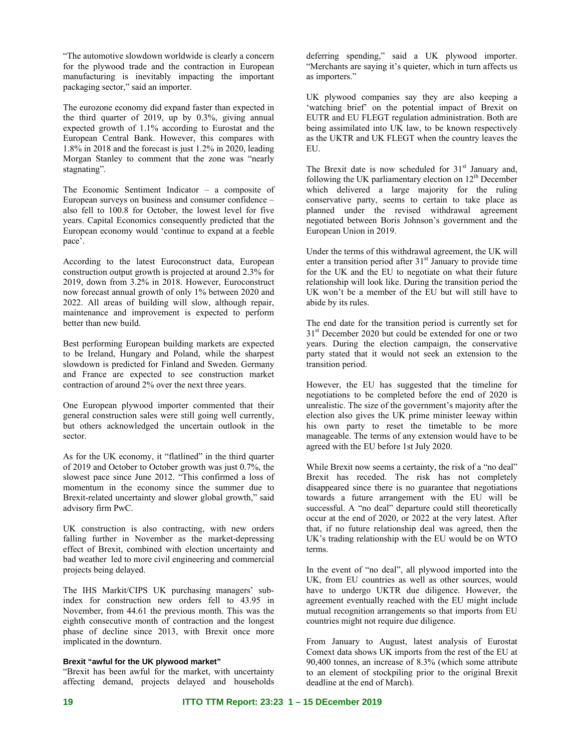"The automotive slowdown worldwide is clearly a concern for the plywood trade and the contraction in European manufacturing is inevitably impacting the important packaging sector," said an importer.

The eurozone economy did expand faster than expected in the third quarter of 2019, up by 0.3%, giving annual expected growth of 1.1% according to Eurostat and the European Central Bank. However, this compares with 1.8% in 2018 and the forecast is just 1.2% in 2020, leading Morgan Stanley to comment that the zone was "nearly stagnating".

The Economic Sentiment Indicator – a composite of European surveys on business and consumer confidence – also fell to 100.8 for October, the lowest level for five years. Capital Economics consequently predicted that the European economy would 'continue to expand at a feeble pace'.

According to the latest Euroconstruct data, European construction output growth is projected at around 2.3% for 2019, down from 3.2% in 2018. However, Euroconstruct now forecast annual growth of only 1% between 2020 and 2022. All areas of building will slow, although repair, maintenance and improvement is expected to perform better than new build.

Best performing European building markets are expected to be Ireland, Hungary and Poland, while the sharpest slowdown is predicted for Finland and Sweden. Germany and France are expected to see construction market contraction of around 2% over the next three years.

One European plywood importer commented that their general construction sales were still going well currently, but others acknowledged the uncertain outlook in the sector.

As for the UK economy, it "flatlined" in the third quarter of 2019 and October to October growth was just 0.7%, the slowest pace since June 2012. "This confirmed a loss of momentum in the economy since the summer due to Brexit-related uncertainty and slower global growth," said advisory firm PwC.

UK construction is also contracting, with new orders falling further in November as the market-depressing effect of Brexit, combined with election uncertainty and bad weather led to more civil engineering and commercial projects being delayed.

The IHS Markit/CIPS UK purchasing managers' sub-index for construction new orders fell to 43.95 in November, from 44.61 the previous month. This was the eighth consecutive month of contraction and the longest phase of decline since 2013, with Brexit once more implicated in the downturn.

**Brexit "awful for the UK plywood market"**

"Brexit has been awful for the market, with uncertainty affecting demand, projects delayed and households deferring spending," said a UK plywood importer. "Merchants are saying it's quieter, which in turn affects us as importers."

UK plywood companies say they are also keeping a 'watching brief' on the potential impact of Brexit on EUTR and EU FLEGT regulation administration. Both are being assimilated into UK law, to be known respectively as the UKTR and UK FLEGT when the country leaves the EU.

The Brexit date is now scheduled for 31st January and, following the UK parliamentary election on 12th December which delivered a large majority for the ruling conservative party, seems to certain to take place as planned under the revised withdrawal agreement negotiated between Boris Johnson's government and the European Union in 2019.

Under the terms of this withdrawal agreement, the UK will enter a transition period after 31st January to provide time for the UK and the EU to negotiate on what their future relationship will look like. During the transition period the UK won't be a member of the EU but will still have to abide by its rules.

The end date for the transition period is currently set for 31st December 2020 but could be extended for one or two years. During the election campaign, the conservative party stated that it would not seek an extension to the transition period.

However, the EU has suggested that the timeline for negotiations to be completed before the end of 2020 is unrealistic. The size of the government's majority after the election also gives the UK prime minister leeway within his own party to reset the timetable to be more manageable. The terms of any extension would have to be agreed with the EU before 1st July 2020.

While Brexit now seems a certainty, the risk of a "no deal" Brexit has receded. The risk has not completely disappeared since there is no guarantee that negotiations towards a future arrangement with the EU will be successful. A "no deal" departure could still theoretically occur at the end of 2020, or 2022 at the very latest. After that, if no future relationship deal was agreed, then the UK's trading relationship with the EU would be on WTO terms.

In the event of "no deal", all plywood imported into the UK, from EU countries as well as other sources, would have to undergo UKTR due diligence. However, the agreement eventually reached with the EU might include mutual recognition arrangements so that imports from EU countries might not require due diligence.

From January to August, latest analysis of Eurostat Comext data shows UK imports from the rest of the EU at 90,400 tonnes, an increase of 8.3% (which some attribute to an element of stockpiling prior to the original Brexit deadline at the end of March).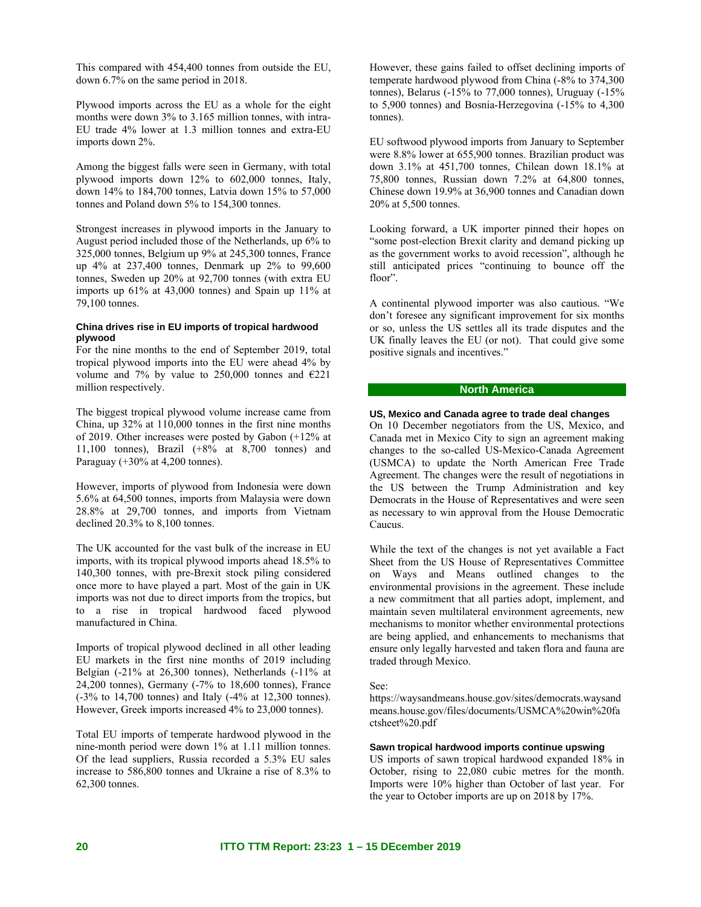This compared with 454,400 tonnes from outside the EU, down 6.7% on the same period in 2018.

Plywood imports across the EU as a whole for the eight months were down 3% to 3.165 million tonnes, with intra-EU trade 4% lower at 1.3 million tonnes and extra-EU imports down 2%.

Among the biggest falls were seen in Germany, with total plywood imports down 12% to 602,000 tonnes, Italy, down 14% to 184,700 tonnes, Latvia down 15% to 57,000 tonnes and Poland down 5% to 154,300 tonnes.

Strongest increases in plywood imports in the January to August period included those of the Netherlands, up 6% to 325,000 tonnes, Belgium up 9% at 245,300 tonnes, France up 4% at 237,400 tonnes, Denmark up 2% to 99,600 tonnes, Sweden up 20% at 92,700 tonnes (with extra EU imports up 61% at 43,000 tonnes) and Spain up 11% at 79,100 tonnes.

#### China drives rise in EU imports of tropical hardwood plywood

For the nine months to the end of September 2019, total tropical plywood imports into the EU were ahead 4% by volume and 7% by value to 250,000 tonnes and €221 million respectively.

The biggest tropical plywood volume increase came from China, up 32% at 110,000 tonnes in the first nine months of 2019. Other increases were posted by Gabon (+12% at 11,100 tonnes), Brazil (+8% at 8,700 tonnes) and Paraguay (+30% at 4,200 tonnes).

However, imports of plywood from Indonesia were down 5.6% at 64,500 tonnes, imports from Malaysia were down 28.8% at 29,700 tonnes, and imports from Vietnam declined 20.3% to 8,100 tonnes.

The UK accounted for the vast bulk of the increase in EU imports, with its tropical plywood imports ahead 18.5% to 140,300 tonnes, with pre-Brexit stock piling considered once more to have played a part. Most of the gain in UK imports was not due to direct imports from the tropics, but to a rise in tropical hardwood faced plywood manufactured in China.

Imports of tropical plywood declined in all other leading EU markets in the first nine months of 2019 including Belgian (-21% at 26,300 tonnes), Netherlands (-11% at 24,200 tonnes), Germany (-7% to 18,600 tonnes), France (-3% to 14,700 tonnes) and Italy (-4% at 12,300 tonnes). However, Greek imports increased 4% to 23,000 tonnes).

Total EU imports of temperate hardwood plywood in the nine-month period were down 1% at 1.11 million tonnes. Of the lead suppliers, Russia recorded a 5.3% EU sales increase to 586,800 tonnes and Ukraine a rise of 8.3% to 62,300 tonnes.

However, these gains failed to offset declining imports of temperate hardwood plywood from China (-8% to 374,300 tonnes), Belarus (-15% to 77,000 tonnes), Uruguay (-15% to 5,900 tonnes) and Bosnia-Herzegovina (-15% to 4,300 tonnes).

EU softwood plywood imports from January to September were 8.8% lower at 655,900 tonnes. Brazilian product was down 3.1% at 451,700 tonnes, Chilean down 18.1% at 75,800 tonnes, Russian down 7.2% at 64,800 tonnes, Chinese down 19.9% at 36,900 tonnes and Canadian down 20% at 5,500 tonnes.

Looking forward, a UK importer pinned their hopes on "some post-election Brexit clarity and demand picking up as the government works to avoid recession", although he still anticipated prices "continuing to bounce off the floor".

A continental plywood importer was also cautious. "We don't foresee any significant improvement for six months or so, unless the US settles all its trade disputes and the UK finally leaves the EU (or not). That could give some positive signals and incentives."

## North America

#### US, Mexico and Canada agree to trade deal changes

On 10 December negotiators from the US, Mexico, and Canada met in Mexico City to sign an agreement making changes to the so-called US-Mexico-Canada Agreement (USMCA) to update the North American Free Trade Agreement. The changes were the result of negotiations in the US between the Trump Administration and key Democrats in the House of Representatives and were seen as necessary to win approval from the House Democratic Caucus.

While the text of the changes is not yet available a Fact Sheet from the US House of Representatives Committee on Ways and Means outlined changes to the environmental provisions in the agreement. These include a new commitment that all parties adopt, implement, and maintain seven multilateral environment agreements, new mechanisms to monitor whether environmental protections are being applied, and enhancements to mechanisms that ensure only legally harvested and taken flora and fauna are traded through Mexico.

See:
https://waysandmeans.house.gov/sites/democrats.waysandmeans.house.gov/files/documents/USMCA%20win%20factsheet%20.pdf

#### Sawn tropical hardwood imports continue upswing

US imports of sawn tropical hardwood expanded 18% in October, rising to 22,080 cubic metres for the month. Imports were 10% higher than October of last year. For the year to October imports are up on 2018 by 17%.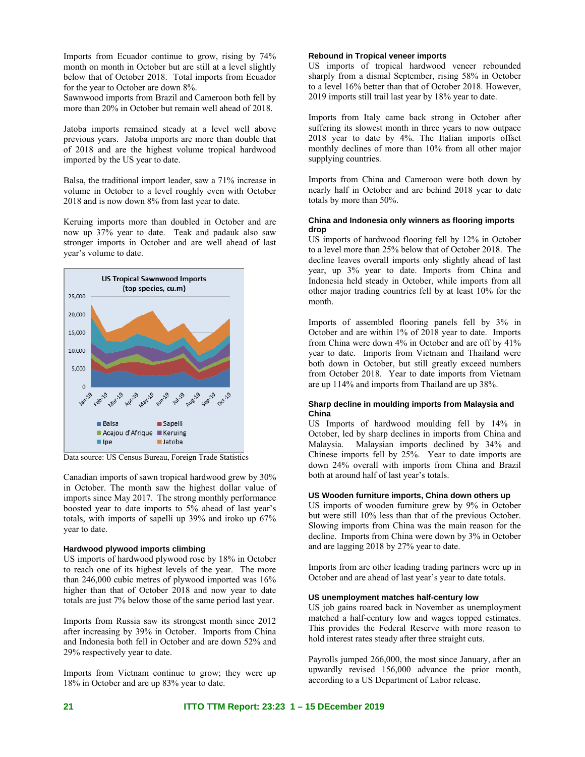Imports from Ecuador continue to grow, rising by 74% month on month in October but are still at a level slightly below that of October 2018. Total imports from Ecuador for the year to October are down 8%.

Sawnwood imports from Brazil and Cameroon both fell by more than 20% in October but remain well ahead of 2018.

Jatoba imports remained steady at a level well above previous years. Jatoba imports are more than double that of 2018 and are the highest volume tropical hardwood imported by the US year to date.

Balsa, the traditional import leader, saw a 71% increase in volume in October to a level roughly even with October 2018 and is now down 8% from last year to date.

Keruing imports more than doubled in October and are now up 37% year to date. Teak and padauk also saw stronger imports in October and are well ahead of last year's volume to date.

US Tropical Sawnwood Imports (top species, cu.m)

Data source: US Census Bureau, Foreign Trade Statistics

Canadian imports of sawn tropical hardwood grew by 30% in October. The month saw the highest dollar value of imports since May 2017. The strong monthly performance boosted year to date imports to 5% ahead of last year's totals, with imports of sapelli up 39% and iroko up 67% year to date.

### Hardwood plywood imports climbing

US imports of hardwood plywood rose by 18% in October to reach one of its highest levels of the year. The more than 246,000 cubic metres of plywood imported was 16% higher than that of October 2018 and now year to date totals are just 7% below those of the same period last year.

Imports from Russia saw its strongest month since 2012 after increasing by 39% in October. Imports from China and Indonesia both fell in October and are down 52% and 29% respectively year to date.

Imports from Vietnam continue to grow; they were up 18% in October and are up 83% year to date.

### Rebound in Tropical veneer imports

US imports of tropical hardwood veneer rebounded sharply from a dismal September, rising 58% in October to a level 16% better than that of October 2018. However, 2019 imports still trail last year by 18% year to date.

Imports from Italy came back strong in October after suffering its slowest month in three years to now outpace 2018 year to date by 4%. The Italian imports offset monthly declines of more than 10% from all other major supplying countries.

Imports from China and Cameroon were both down by nearly half in October and are behind 2018 year to date totals by more than 50%.

### China and Indonesia only winners as flooring imports drop

US imports of hardwood flooring fell by 12% in October to a level more than 25% below that of October 2018. The decline leaves overall imports only slightly ahead of last year, up 3% year to date. Imports from China and Indonesia held steady in October, while imports from all other major trading countries fell by at least 10% for the month.

Imports of assembled flooring panels fell by 3% in October and are within 1% of 2018 year to date. Imports from China were down 4% in October and are off by 41% year to date. Imports from Vietnam and Thailand were both down in October, but still greatly exceed numbers from October 2018. Year to date imports from Vietnam are up 114% and imports from Thailand are up 38%.

### Sharp decline in moulding imports from Malaysia and China

US Imports of hardwood moulding fell by 14% in October, led by sharp declines in imports from China and Malaysia. Malaysian imports declined by 34% and Chinese imports fell by 25%. Year to date imports are down 24% overall with imports from China and Brazil both at around half of last year's totals.

### US Wooden furniture imports, China down others up

US imports of wooden furniture grew by 9% in October but were still 10% less than that of the previous October. Slowing imports from China was the main reason for the decline. Imports from China were down by 3% in October and are lagging 2018 by 27% year to date.

Imports from are other leading trading partners were up in October and are ahead of last year's year to date totals.

### US unemployment matches half-century low

US job gains roared back in November as unemployment matched a half-century low and wages topped estimates. This provides the Federal Reserve with more reason to hold interest rates steady after three straight cuts.

Payrolls jumped 266,000, the most since January, after an upwardly revised 156,000 advance the prior month, according to a US Department of Labor release.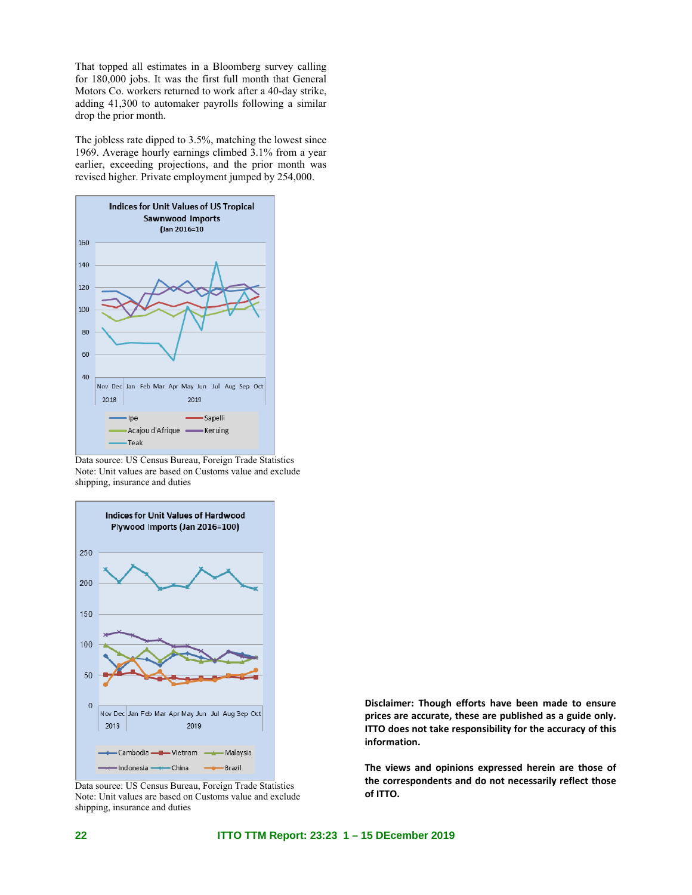That topped all estimates in a Bloomberg survey calling for 180,000 jobs. It was the first full month that General Motors Co. workers returned to work after a 40-day strike, adding 41,300 to automaker payrolls following a similar drop the prior month.

The jobless rate dipped to 3.5%, matching the lowest since 1969. Average hourly earnings climbed 3.1% from a year earlier, exceeding projections, and the prior month was revised higher. Private employment jumped by 254,000.

**Indices for Unit Values of US Tropical Sawnwood Imports (Jan 2016=10**

Data source: US Census Bureau, Foreign Trade Statistics
Note: Unit values are based on Customs value and exclude shipping, insurance and duties

**Indices for Unit Values of Hardwood Plywood Imports (Jan 2016=100)**

Data source: US Census Bureau, Foreign Trade Statistics
Note: Unit values are based on Customs value and exclude shipping, insurance and duties

**Disclaimer: Though efforts have been made to ensure prices are accurate, these are published as a guide only. ITTO does not take responsibility for the accuracy of this information.**

**The views and opinions expressed herein are those of the correspondents and do not necessarily reflect those of ITTO.**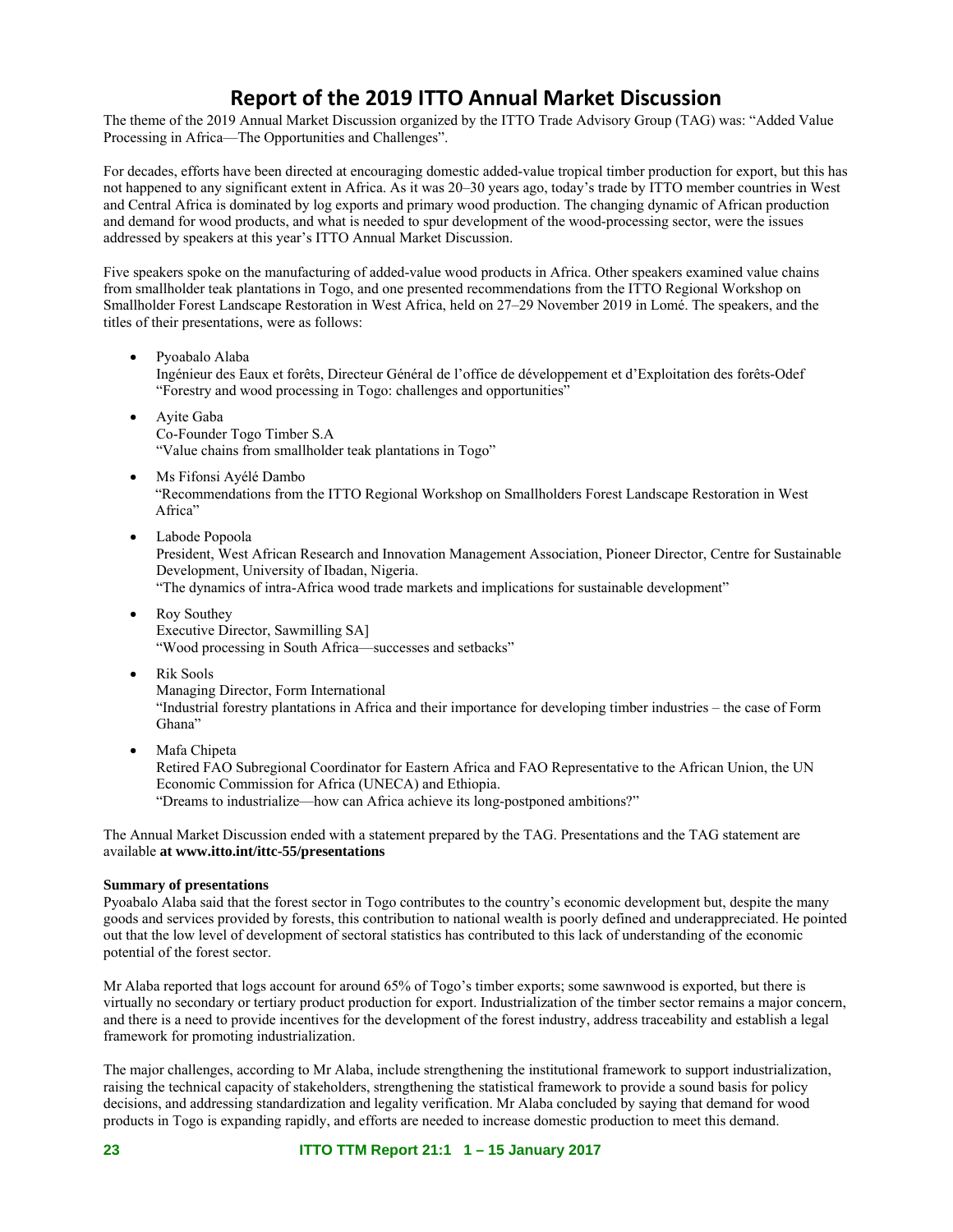# Report of the 2019 ITTO Annual Market Discussion

The theme of the 2019 Annual Market Discussion organized by the ITTO Trade Advisory Group (TAG) was: "Added Value Processing in Africa—The Opportunities and Challenges".

For decades, efforts have been directed at encouraging domestic added-value tropical timber production for export, but this has not happened to any significant extent in Africa. As it was 20–30 years ago, today's trade by ITTO member countries in West and Central Africa is dominated by log exports and primary wood production. The changing dynamic of African production and demand for wood products, and what is needed to spur development of the wood-processing sector, were the issues addressed by speakers at this year's ITTO Annual Market Discussion.

Five speakers spoke on the manufacturing of added-value wood products in Africa. Other speakers examined value chains from smallholder teak plantations in Togo, and one presented recommendations from the ITTO Regional Workshop on Smallholder Forest Landscape Restoration in West Africa, held on 27–29 November 2019 in Lomé. The speakers, and the titles of their presentations, were as follows:

- Pyoabalo Alaba
  Ingénieur des Eaux et forêts, Directeur Général de l'office de développement et d'Exploitation des forêts-Odef
  "Forestry and wood processing in Togo: challenges and opportunities"
- Ayite Gaba
  Co-Founder Togo Timber S.A
  "Value chains from smallholder teak plantations in Togo"
- Ms Fifonsi Ayélé Dambo
  "Recommendations from the ITTO Regional Workshop on Smallholders Forest Landscape Restoration in West Africa"
- Labode Popoola
  President, West African Research and Innovation Management Association, Pioneer Director, Centre for Sustainable Development, University of Ibadan, Nigeria.
  "The dynamics of intra-Africa wood trade markets and implications for sustainable development"
- Roy Southey
  Executive Director, Sawmilling SA]
  "Wood processing in South Africa—successes and setbacks"
- Rik Sools
  Managing Director, Form International
  "Industrial forestry plantations in Africa and their importance for developing timber industries – the case of Form Ghana"
- Mafa Chipeta
  Retired FAO Subregional Coordinator for Eastern Africa and FAO Representative to the African Union, the UN Economic Commission for Africa (UNECA) and Ethiopia.
  "Dreams to industrialize—how can Africa achieve its long-postponed ambitions?"

The Annual Market Discussion ended with a statement prepared by the TAG. Presentations and the TAG statement are available **at www.itto.int/ittc-55/presentations**

**Summary of presentations**

Pyoabalo Alaba said that the forest sector in Togo contributes to the country's economic development but, despite the many goods and services provided by forests, this contribution to national wealth is poorly defined and underappreciated. He pointed out that the low level of development of sectoral statistics has contributed to this lack of understanding of the economic potential of the forest sector.

Mr Alaba reported that logs account for around 65% of Togo's timber exports; some sawnwood is exported, but there is virtually no secondary or tertiary product production for export. Industrialization of the timber sector remains a major concern, and there is a need to provide incentives for the development of the forest industry, address traceability and establish a legal framework for promoting industrialization.

The major challenges, according to Mr Alaba, include strengthening the institutional framework to support industrialization, raising the technical capacity of stakeholders, strengthening the statistical framework to provide a sound basis for policy decisions, and addressing standardization and legality verification. Mr Alaba concluded by saying that demand for wood products in Togo is expanding rapidly, and efforts are needed to increase domestic production to meet this demand.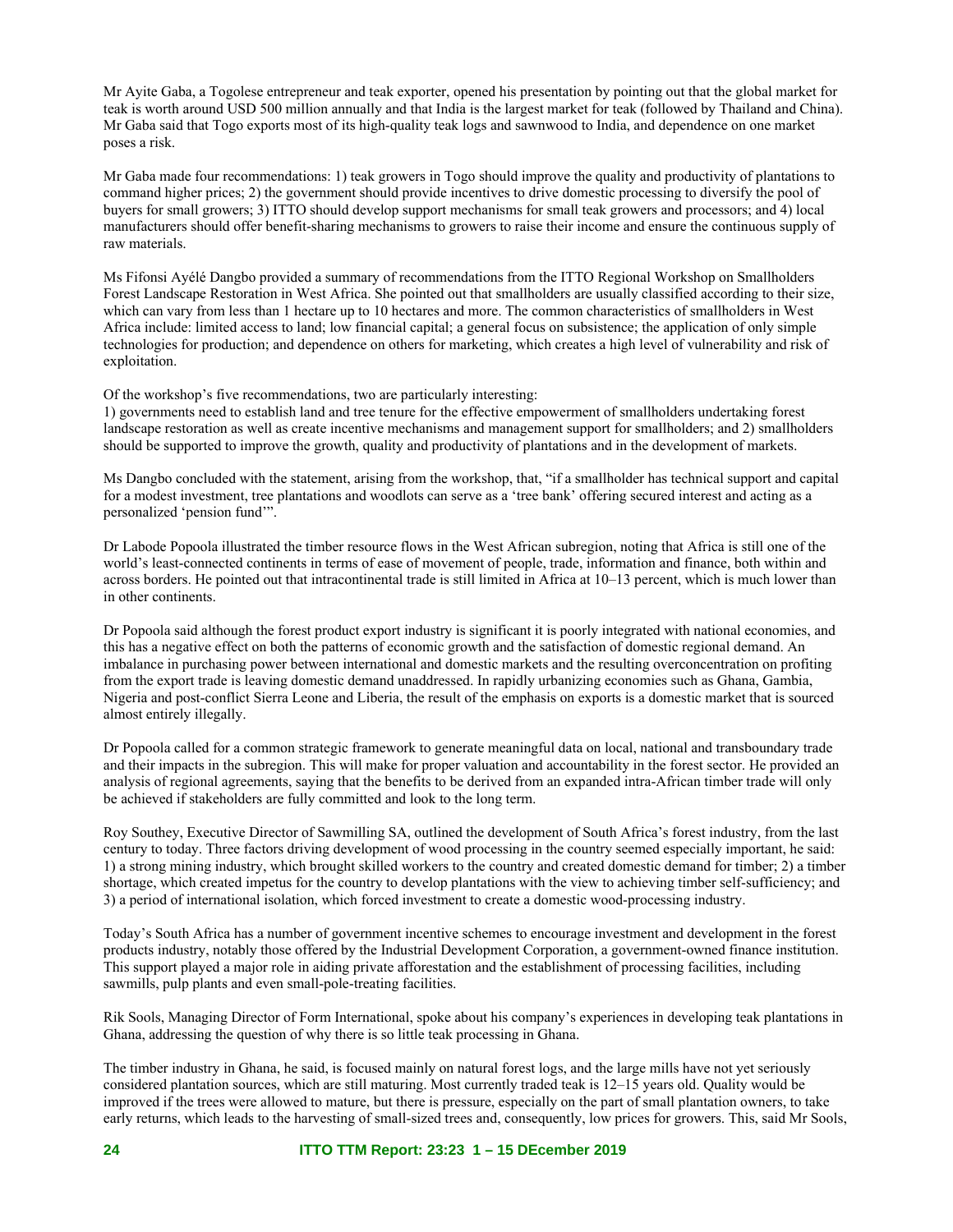Mr Ayite Gaba, a Togolese entrepreneur and teak exporter, opened his presentation by pointing out that the global market for teak is worth around USD 500 million annually and that India is the largest market for teak (followed by Thailand and China). Mr Gaba said that Togo exports most of its high-quality teak logs and sawnwood to India, and dependence on one market poses a risk.

Mr Gaba made four recommendations: 1) teak growers in Togo should improve the quality and productivity of plantations to command higher prices; 2) the government should provide incentives to drive domestic processing to diversify the pool of buyers for small growers; 3) ITTO should develop support mechanisms for small teak growers and processors; and 4) local manufacturers should offer benefit-sharing mechanisms to growers to raise their income and ensure the continuous supply of raw materials.

Ms Fifonsi Ayélé Dangbo provided a summary of recommendations from the ITTO Regional Workshop on Smallholders Forest Landscape Restoration in West Africa. She pointed out that smallholders are usually classified according to their size, which can vary from less than 1 hectare up to 10 hectares and more. The common characteristics of smallholders in West Africa include: limited access to land; low financial capital; a general focus on subsistence; the application of only simple technologies for production; and dependence on others for marketing, which creates a high level of vulnerability and risk of exploitation.

Of the workshop's five recommendations, two are particularly interesting:
1) governments need to establish land and tree tenure for the effective empowerment of smallholders undertaking forest landscape restoration as well as create incentive mechanisms and management support for smallholders; and 2) smallholders should be supported to improve the growth, quality and productivity of plantations and in the development of markets.

Ms Dangbo concluded with the statement, arising from the workshop, that, "if a smallholder has technical support and capital for a modest investment, tree plantations and woodlots can serve as a 'tree bank' offering secured interest and acting as a personalized 'pension fund'".

Dr Labode Popoola illustrated the timber resource flows in the West African subregion, noting that Africa is still one of the world's least-connected continents in terms of ease of movement of people, trade, information and finance, both within and across borders. He pointed out that intracontinental trade is still limited in Africa at 10–13 percent, which is much lower than in other continents.

Dr Popoola said although the forest product export industry is significant it is poorly integrated with national economies, and this has a negative effect on both the patterns of economic growth and the satisfaction of domestic regional demand. An imbalance in purchasing power between international and domestic markets and the resulting overconcentration on profiting from the export trade is leaving domestic demand unaddressed. In rapidly urbanizing economies such as Ghana, Gambia, Nigeria and post-conflict Sierra Leone and Liberia, the result of the emphasis on exports is a domestic market that is sourced almost entirely illegally.

Dr Popoola called for a common strategic framework to generate meaningful data on local, national and transboundary trade and their impacts in the subregion. This will make for proper valuation and accountability in the forest sector. He provided an analysis of regional agreements, saying that the benefits to be derived from an expanded intra-African timber trade will only be achieved if stakeholders are fully committed and look to the long term.

Roy Southey, Executive Director of Sawmilling SA, outlined the development of South Africa's forest industry, from the last century to today. Three factors driving development of wood processing in the country seemed especially important, he said: 1) a strong mining industry, which brought skilled workers to the country and created domestic demand for timber; 2) a timber shortage, which created impetus for the country to develop plantations with the view to achieving timber self-sufficiency; and 3) a period of international isolation, which forced investment to create a domestic wood-processing industry.

Today's South Africa has a number of government incentive schemes to encourage investment and development in the forest products industry, notably those offered by the Industrial Development Corporation, a government-owned finance institution. This support played a major role in aiding private afforestation and the establishment of processing facilities, including sawmills, pulp plants and even small-pole-treating facilities.

Rik Sools, Managing Director of Form International, spoke about his company's experiences in developing teak plantations in Ghana, addressing the question of why there is so little teak processing in Ghana.

The timber industry in Ghana, he said, is focused mainly on natural forest logs, and the large mills have not yet seriously considered plantation sources, which are still maturing. Most currently traded teak is 12–15 years old. Quality would be improved if the trees were allowed to mature, but there is pressure, especially on the part of small plantation owners, to take early returns, which leads to the harvesting of small-sized trees and, consequently, low prices for growers. This, said Mr Sools,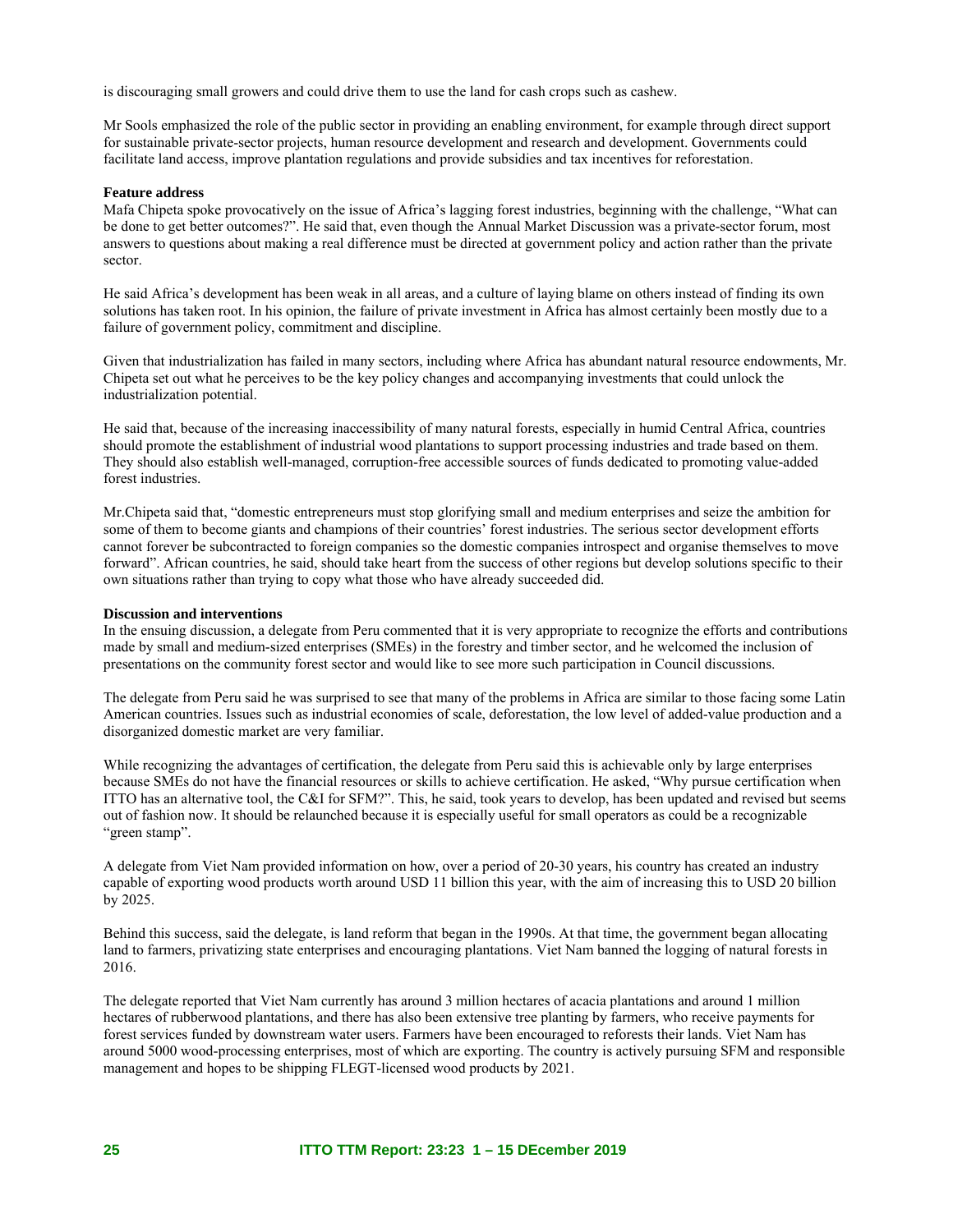is discouraging small growers and could drive them to use the land for cash crops such as cashew.

Mr Sools emphasized the role of the public sector in providing an enabling environment, for example through direct support for sustainable private-sector projects, human resource development and research and development. Governments could facilitate land access, improve plantation regulations and provide subsidies and tax incentives for reforestation.

**Feature address**

Mafa Chipeta spoke provocatively on the issue of Africa's lagging forest industries, beginning with the challenge, "What can be done to get better outcomes?". He said that, even though the Annual Market Discussion was a private-sector forum, most answers to questions about making a real difference must be directed at government policy and action rather than the private sector.

He said Africa's development has been weak in all areas, and a culture of laying blame on others instead of finding its own solutions has taken root. In his opinion, the failure of private investment in Africa has almost certainly been mostly due to a failure of government policy, commitment and discipline.

Given that industrialization has failed in many sectors, including where Africa has abundant natural resource endowments, Mr. Chipeta set out what he perceives to be the key policy changes and accompanying investments that could unlock the industrialization potential.

He said that, because of the increasing inaccessibility of many natural forests, especially in humid Central Africa, countries should promote the establishment of industrial wood plantations to support processing industries and trade based on them. They should also establish well-managed, corruption-free accessible sources of funds dedicated to promoting value-added forest industries.

Mr.Chipeta said that, "domestic entrepreneurs must stop glorifying small and medium enterprises and seize the ambition for some of them to become giants and champions of their countries' forest industries. The serious sector development efforts cannot forever be subcontracted to foreign companies so the domestic companies introspect and organise themselves to move forward". African countries, he said, should take heart from the success of other regions but develop solutions specific to their own situations rather than trying to copy what those who have already succeeded did.

**Discussion and interventions**

In the ensuing discussion, a delegate from Peru commented that it is very appropriate to recognize the efforts and contributions made by small and medium-sized enterprises (SMEs) in the forestry and timber sector, and he welcomed the inclusion of presentations on the community forest sector and would like to see more such participation in Council discussions.

The delegate from Peru said he was surprised to see that many of the problems in Africa are similar to those facing some Latin American countries. Issues such as industrial economies of scale, deforestation, the low level of added-value production and a disorganized domestic market are very familiar.

While recognizing the advantages of certification, the delegate from Peru said this is achievable only by large enterprises because SMEs do not have the financial resources or skills to achieve certification. He asked, "Why pursue certification when ITTO has an alternative tool, the C&I for SFM?". This, he said, took years to develop, has been updated and revised but seems out of fashion now. It should be relaunched because it is especially useful for small operators as could be a recognizable "green stamp".

A delegate from Viet Nam provided information on how, over a period of 20-30 years, his country has created an industry capable of exporting wood products worth around USD 11 billion this year, with the aim of increasing this to USD 20 billion by 2025.

Behind this success, said the delegate, is land reform that began in the 1990s. At that time, the government began allocating land to farmers, privatizing state enterprises and encouraging plantations. Viet Nam banned the logging of natural forests in 2016.

The delegate reported that Viet Nam currently has around 3 million hectares of acacia plantations and around 1 million hectares of rubberwood plantations, and there has also been extensive tree planting by farmers, who receive payments for forest services funded by downstream water users. Farmers have been encouraged to reforests their lands. Viet Nam has around 5000 wood-processing enterprises, most of which are exporting. The country is actively pursuing SFM and responsible management and hopes to be shipping FLEGT-licensed wood products by 2021.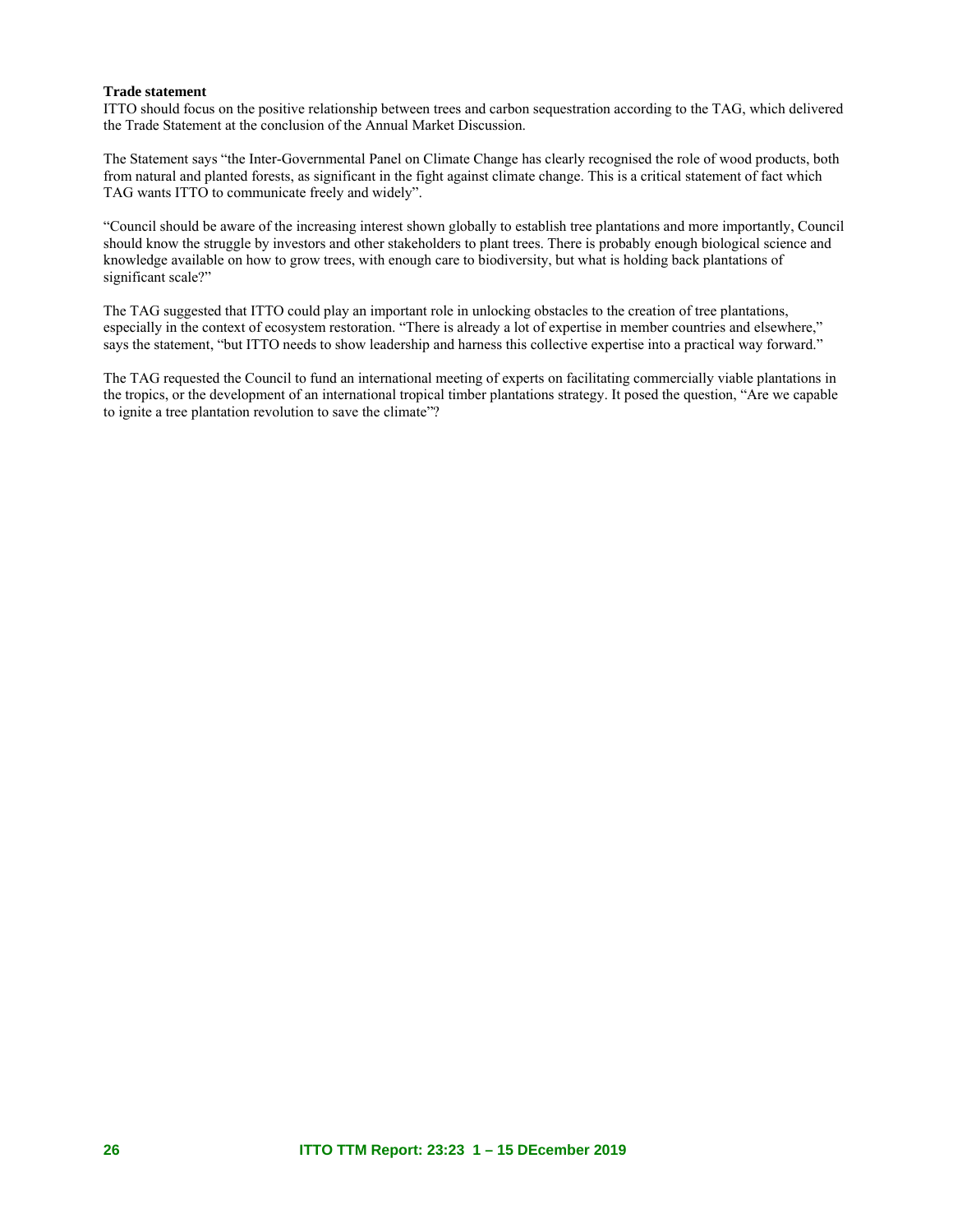**Trade statement**

ITTO should focus on the positive relationship between trees and carbon sequestration according to the TAG, which delivered the Trade Statement at the conclusion of the Annual Market Discussion.

The Statement says "the Inter-Governmental Panel on Climate Change has clearly recognised the role of wood products, both from natural and planted forests, as significant in the fight against climate change. This is a critical statement of fact which TAG wants ITTO to communicate freely and widely".

"Council should be aware of the increasing interest shown globally to establish tree plantations and more importantly, Council should know the struggle by investors and other stakeholders to plant trees. There is probably enough biological science and knowledge available on how to grow trees, with enough care to biodiversity, but what is holding back plantations of significant scale?"

The TAG suggested that ITTO could play an important role in unlocking obstacles to the creation of tree plantations, especially in the context of ecosystem restoration. "There is already a lot of expertise in member countries and elsewhere," says the statement, "but ITTO needs to show leadership and harness this collective expertise into a practical way forward."

The TAG requested the Council to fund an international meeting of experts on facilitating commercially viable plantations in the tropics, or the development of an international tropical timber plantations strategy. It posed the question, "Are we capable to ignite a tree plantation revolution to save the climate"?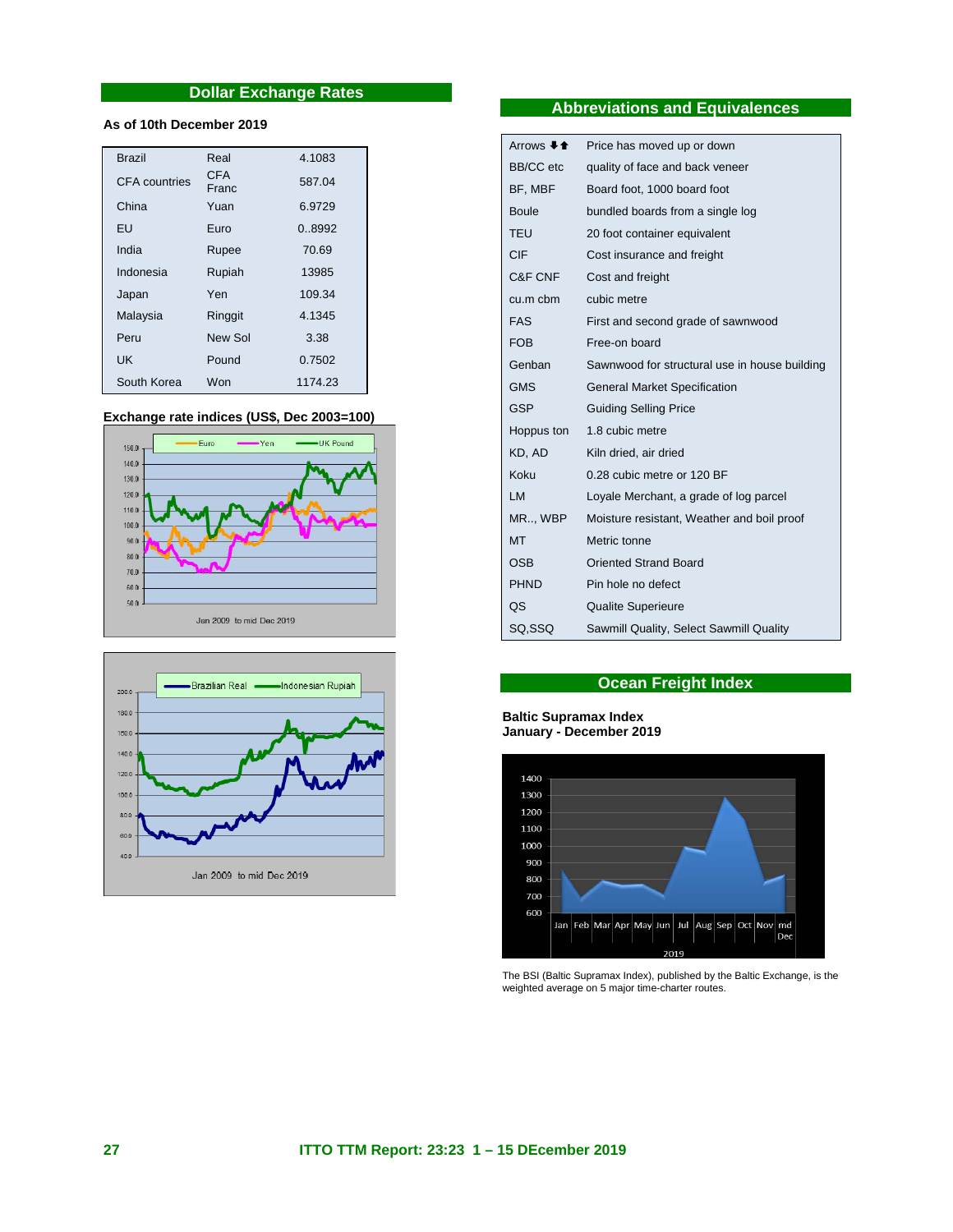## Dollar Exchange Rates

**As of 10th December 2019**

| | | |
|---|---|---|
| Brazil | Real | 4.1083 |
| CFA countries | CFA Franc | 587.04 |
| China | Yuan | 6.9729 |
| EU | Euro | 0..8992 |
| India | Rupee | 70.69 |
| Indonesia | Rupiah | 13985 |
| Japan | Yen | 109.34 |
| Malaysia | Ringgit | 4.1345 |
| Peru | New Sol | 3.38 |
| UK | Pound | 0.7502 |
| South Korea | Won | 1174.23 |

**Exchange rate indices (US$, Dec 2003=100)**

Jan 2009 to mid Dec 2019

Jan 2009 to mid Dec 2019

## Abbreviations and Equivalences

| | |
|---|---|
| Arrows ⬇⬆ | Price has moved up or down |
| BB/CC etc | quality of face and back veneer |
| BF, MBF | Board foot, 1000 board foot |
| Boule | bundled boards from a single log |
| TEU | 20 foot container equivalent |
| CIF | Cost insurance and freight |
| C&F CNF | Cost and freight |
| cu.m cbm | cubic metre |
| FAS | First and second grade of sawnwood |
| FOB | Free-on board |
| Genban | Sawnwood for structural use in house building |
| GMS | General Market Specification |
| GSP | Guiding Selling Price |
| Hoppus ton | 1.8 cubic metre |
| KD, AD | Kiln dried, air dried |
| Koku | 0.28 cubic metre or 120 BF |
| LM | Loyale Merchant, a grade of log parcel |
| MR.., WBP | Moisture resistant, Weather and boil proof |
| MT | Metric tonne |
| OSB | Oriented Strand Board |
| PHND | Pin hole no defect |
| QS | Qualite Superieure |
| SQ,SSQ | Sawmill Quality, Select Sawmill Quality |

## Ocean Freight Index

**Baltic Supramax Index**
**January - December 2019**

The BSI (Baltic Supramax Index), published by the Baltic Exchange, is the weighted average on 5 major time-charter routes.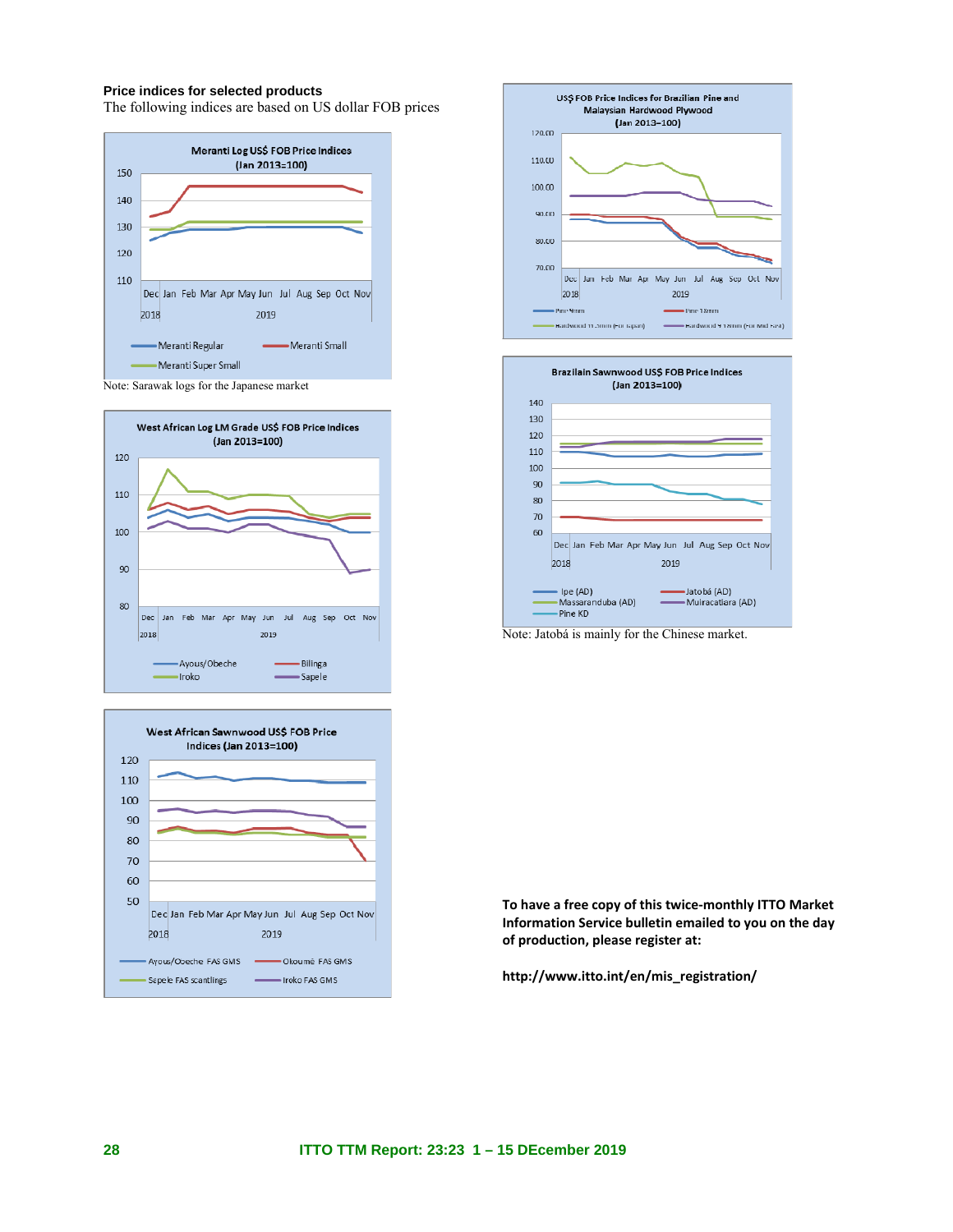**Price indices for selected products**

The following indices are based on US dollar FOB prices

Meranti Log US$ FOB Price Indices
(Jan 2013=100)

150
140
130
120
110

Dec Jan Feb Mar Apr May Jun Jul Aug Sep Oct Nov
2018 2019

Meranti Regular
Meranti Small
Meranti Super Small

Note: Sarawak logs for the Japanese market

West African Log LM Grade US$ FOB Price Indices
(Jan 2013=100)

120
110
100
90
80

Dec Jan Feb Mar Apr May Jun Jul Aug Sep Oct Nov
2018 2019

Ayous/Obeche
Bilinga
Iroko
Sapele

West African Sawnwood US$ FOB Price Indices (Jan 2013=100)

120
110
100
90
80
70
60
50

Dec Jan Feb Mar Apr May Jun Jul Aug Sep Oct Nov
2018 2019

Ayous/Obeche FAS GMS
Okoumé FAS GMS
Sapele FAS scantlings
Iroko FAS GMS

US$ FOB Price Indices for Brazilian Pine and Malaysian Hardwood Plywood
(Jan 2013=100)

120.00
110.00
100.00
90.00
80.00
70.00

Dec Jan Feb Mar Apr May Jun Jul Aug Sep Oct Nov
2018 2019

Pine 9mm
Pine 18mm
Hardwood 11.5mm (for Japan)
Hardwood 9-18mm (for Mid East)

Brazilain Sawnwood US$ FOB Price Indices
(Jan 2013=100)

140
130
120
110
100
90
80
70
60

Dec Jan Feb Mar Apr May Jun Jul Aug Sep Oct Nov
2018 2019

Ipe (AD)
Jatobá (AD)
Massaranduba (AD)
Muiracatiara (AD)
Pine KD

Note: Jatobá is mainly for the Chinese market.

**To have a free copy of this twice-monthly ITTO Market Information Service bulletin emailed to you on the day of production, please register at:**

**http://www.itto.int/en/mis_registration/**